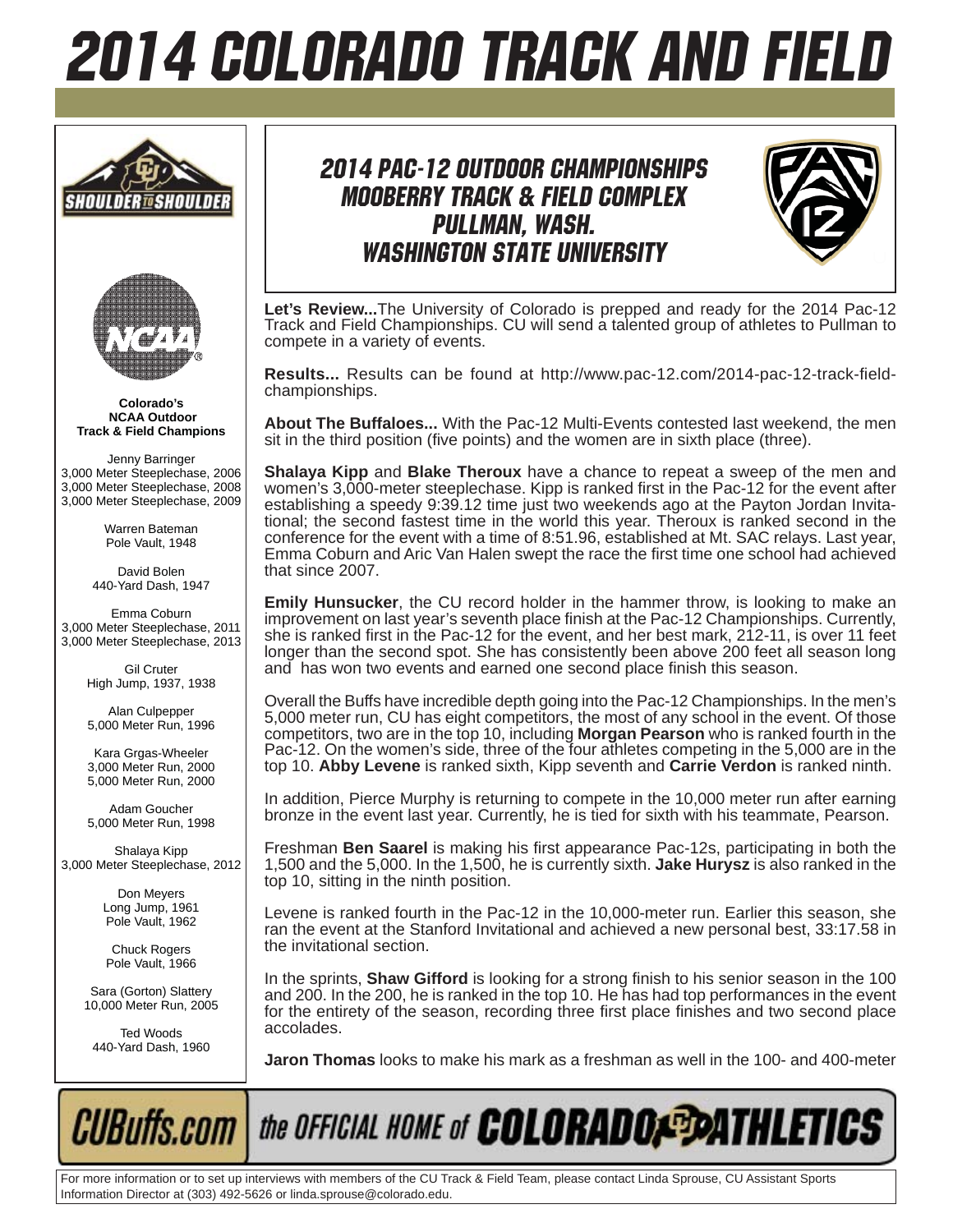# 2014 COLORADO TRACK AND FIELD

## 2014 PAC-12 OUTDOOR CHAMPIONSHIPS
## MOOBERRY TRACK & FIELD COMPLEX
## PULLMAN, WASH.
## WASHINGTON STATE UNIVERSITY

**Let's Review...** The University of Colorado is prepped and ready for the 2014 Pac-12 Track and Field Championships. CU will send a talented group of athletes to Pullman to compete in a variety of events.

**Results...** Results can be found at http://www.pac-12.com/2014-pac-12-track-field-championships.

**About The Buffaloes...** With the Pac-12 Multi-Events contested last weekend, the men sit in the third position (five points) and the women are in sixth place (three).

**Shalaya Kipp** and **Blake Theroux** have a chance to repeat a sweep of the men and women's 3,000-meter steeplechase. Kipp is ranked first in the Pac-12 for the event after establishing a speedy 9:39.12 time just two weekends ago at the Payton Jordan Invitational; the second fastest time in the world this year. Theroux is ranked second in the conference for the event with a time of 8:51.96, established at Mt. SAC relays. Last year, Emma Coburn and Aric Van Halen swept the race the first time one school had achieved that since 2007.

**Emily Hunsucker**, the CU record holder in the hammer throw, is looking to make an improvement on last year's seventh place finish at the Pac-12 Championships. Currently, she is ranked first in the Pac-12 for the event, and her best mark, 212-11, is over 11 feet longer than the second spot. She has consistently been above 200 feet all season long and has won two events and earned one second place finish this season.

Overall the Buffs have incredible depth going into the Pac-12 Championships. In the men's 5,000 meter run, CU has eight competitors, the most of any school in the event. Of those competitors, two are in the top 10, including **Morgan Pearson** who is ranked fourth in the Pac-12. On the women's side, three of the four athletes competing in the 5,000 are in the top 10. **Abby Levene** is ranked sixth, Kipp seventh and **Carrie Verdon** is ranked ninth.

In addition, Pierce Murphy is returning to compete in the 10,000 meter run after earning bronze in the event last year. Currently, he is tied for sixth with his teammate, Pearson.

Freshman **Ben Saarel** is making his first appearance Pac-12s, participating in both the 1,500 and the 5,000. In the 1,500, he is currently sixth. **Jake Hurysz** is also ranked in the top 10, sitting in the ninth position.

Levene is ranked fourth in the Pac-12 in the 10,000-meter run. Earlier this season, she ran the event at the Stanford Invitational and achieved a new personal best, 33:17.58 in the invitational section.

In the sprints, **Shaw Gifford** is looking for a strong finish to his senior season in the 100 and 200. In the 200, he is ranked in the top 10. He has had top performances in the event for the entirety of the season, recording three first place finishes and two second place accolades.

**Jaron Thomas** looks to make his mark as a freshman as well in the 100- and 400-meter

**Colorado's NCAA Outdoor Track & Field Champions**

Jenny Barringer
3,000 Meter Steeplechase, 2006
3,000 Meter Steeplechase, 2008
3,000 Meter Steeplechase, 2009

Warren Bateman
Pole Vault, 1948

David Bolen
440-Yard Dash, 1947

Emma Coburn
3,000 Meter Steeplechase, 2011
3,000 Meter Steeplechase, 2013

Gil Cruter
High Jump, 1937, 1938

Alan Culpepper
5,000 Meter Run, 1996

Kara Grgas-Wheeler
3,000 Meter Run, 2000
5,000 Meter Run, 2000

Adam Goucher
5,000 Meter Run, 1998

Shalaya Kipp
3,000 Meter Steeplechase, 2012

Don Meyers
Long Jump, 1961
Pole Vault, 1962

Chuck Rogers
Pole Vault, 1966

Sara (Gorton) Slattery
10,000 Meter Run, 2005

Ted Woods
440-Yard Dash, 1960

CUBuffs.com the OFFICIAL HOME of COLORADO ATHLETICS

For more information or to set up interviews with members of the CU Track & Field Team, please contact Linda Sprouse, CU Assistant Sports Information Director at (303) 492-5626 or linda.sprouse@colorado.edu.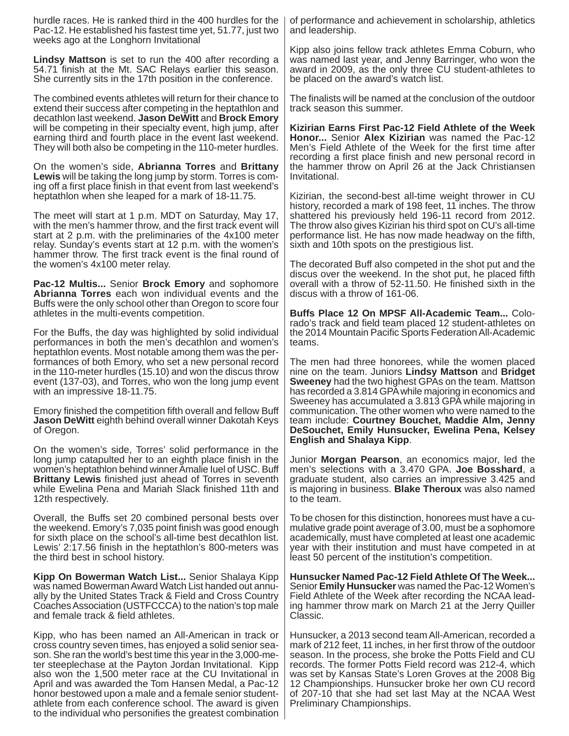hurdle races. He is ranked third in the 400 hurdles for the Pac-12. He established his fastest time yet, 51.77, just two weeks ago at the Longhorn Invitational

**Lindsy Mattson** is set to run the 400 after recording a 54.71 finish at the Mt. SAC Relays earlier this season. She currently sits in the 17th position in the conference.

The combined events athletes will return for their chance to extend their success after competing in the heptathlon and decathlon last weekend. **Jason DeWitt** and **Brock Emory** will be competing in their specialty event, high jump, after earning third and fourth place in the event last weekend. They will both also be competing in the 110-meter hurdles.

On the women's side, **Abrianna Torres** and **Brittany Lewis** will be taking the long jump by storm. Torres is coming off a first place finish in that event from last weekend's heptathlon when she leaped for a mark of 18-11.75.

The meet will start at 1 p.m. MDT on Saturday, May 17, with the men's hammer throw, and the first track event will start at 2 p.m. with the preliminaries of the 4x100 meter relay. Sunday's events start at 12 p.m. with the women's hammer throw. The first track event is the final round of the women's 4x100 meter relay.

**Pac-12 Multis...** Senior **Brock Emory** and sophomore **Abrianna Torres** each won individual events and the Buffs were the only school other than Oregon to score four athletes in the multi-events competition.

For the Buffs, the day was highlighted by solid individual performances in both the men's decathlon and women's heptathlon events. Most notable among them was the performances of both Emory, who set a new personal record in the 110-meter hurdles (15.10) and won the discus throw event (137-03), and Torres, who won the long jump event with an impressive 18-11.75.

Emory finished the competition fifth overall and fellow Buff **Jason DeWitt** eighth behind overall winner Dakotah Keys of Oregon.

On the women's side, Torres' solid performance in the long jump catapulted her to an eighth place finish in the women's heptathlon behind winner Amalie Iuel of USC. Buff **Brittany Lewis** finished just ahead of Torres in seventh while Ewelina Pena and Mariah Slack finished 11th and 12th respectively.

Overall, the Buffs set 20 combined personal bests over the weekend. Emory's 7,035 point finish was good enough for sixth place on the school's all-time best decathlon list. Lewis' 2:17.56 finish in the heptathlon's 800-meters was the third best in school history.

**Kipp On Bowerman Watch List...** Senior Shalaya Kipp was named Bowerman Award Watch List handed out annually by the United States Track & Field and Cross Country Coaches Association (USTFCCCA) to the nation's top male and female track & field athletes.

Kipp, who has been named an All-American in track or cross country seven times, has enjoyed a solid senior season. She ran the world's best time this year in the 3,000-meter steeplechase at the Payton Jordan Invitational. Kipp also won the 1,500 meter race at the CU Invitational in April and was awarded the Tom Hansen Medal, a Pac-12 honor bestowed upon a male and a female senior student-athlete from each conference school. The award is given to the individual who personifies the greatest combination of performance and achievement in scholarship, athletics and leadership.

Kipp also joins fellow track athletes Emma Coburn, who was named last year, and Jenny Barringer, who won the award in 2009, as the only three CU student-athletes to be placed on the award's watch list.

The finalists will be named at the conclusion of the outdoor track season this summer.

**Kizirian Earns First Pac-12 Field Athlete of the Week Honor...** Senior **Alex Kizirian** was named the Pac-12 Men's Field Athlete of the Week for the first time after recording a first place finish and new personal record in the hammer throw on April 26 at the Jack Christiansen Invitational.

Kizirian, the second-best all-time weight thrower in CU history, recorded a mark of 198 feet, 11 inches. The throw shattered his previously held 196-11 record from 2012. The throw also gives Kizirian his third spot on CU's all-time performance list. He has now made headway on the fifth, sixth and 10th spots on the prestigious list.

The decorated Buff also competed in the shot put and the discus over the weekend. In the shot put, he placed fifth overall with a throw of 52-11.50. He finished sixth in the discus with a throw of 161-06.

**Buffs Place 12 On MPSF All-Academic Team...** Colorado's track and field team placed 12 student-athletes on the 2014 Mountain Pacific Sports Federation All-Academic teams.

The men had three honorees, while the women placed nine on the team. Juniors **Lindsy Mattson** and **Bridget Sweeney** had the two highest GPAs on the team. Mattson has recorded a 3.814 GPA while majoring in economics and Sweeney has accumulated a 3.813 GPA while majoring in communication. The other women who were named to the team include: **Courtney Bouchet, Maddie Alm, Jenny DeSouchet, Emily Hunsucker, Ewelina Pena, Kelsey English and Shalaya Kipp**.

Junior **Morgan Pearson**, an economics major, led the men's selections with a 3.470 GPA. **Joe Bosshard**, a graduate student, also carries an impressive 3.425 and is majoring in business. **Blake Theroux** was also named to the team.

To be chosen for this distinction, honorees must have a cumulative grade point average of 3.00, must be a sophomore academically, must have completed at least one academic year with their institution and must have competed in at least 50 percent of the institution's competition.

**Hunsucker Named Pac-12 Field Athlete Of The Week...** Senior **Emily Hunsucker** was named the Pac-12 Women's Field Athlete of the Week after recording the NCAA leading hammer throw mark on March 21 at the Jerry Quiller Classic.

Hunsucker, a 2013 second team All-American, recorded a mark of 212 feet, 11 inches, in her first throw of the outdoor season. In the process, she broke the Potts Field and CU records. The former Potts Field record was 212-4, which was set by Kansas State's Loren Groves at the 2008 Big 12 Championships. Hunsucker broke her own CU record of 207-10 that she had set last May at the NCAA West Preliminary Championships.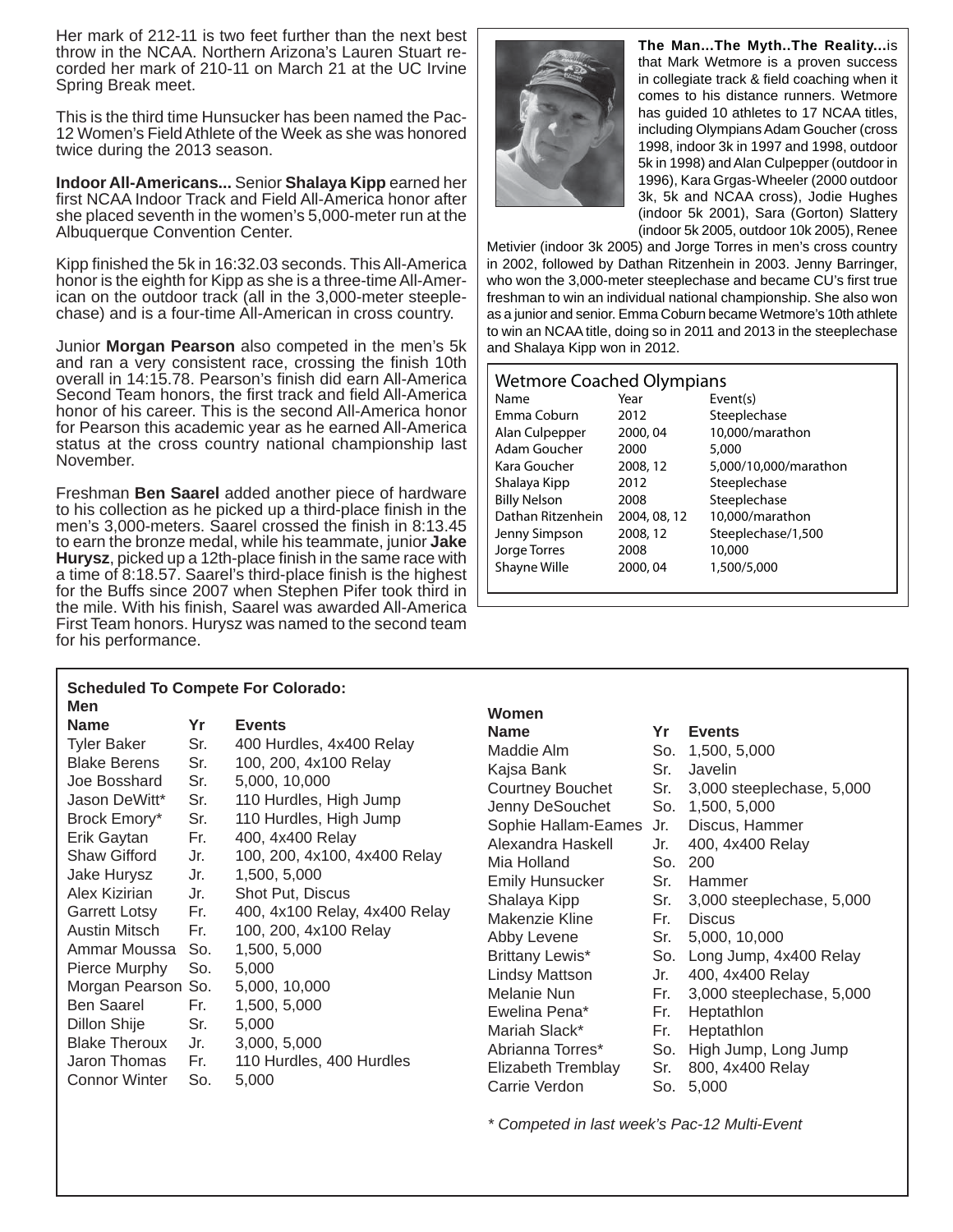Her mark of 212-11 is two feet further than the next best throw in the NCAA. Northern Arizona's Lauren Stuart recorded her mark of 210-11 on March 21 at the UC Irvine Spring Break meet.

This is the third time Hunsucker has been named the Pac-12 Women's Field Athlete of the Week as she was honored twice during the 2013 season.

**Indoor All-Americans...** Senior **Shalaya Kipp** earned her first NCAA Indoor Track and Field All-America honor after she placed seventh in the women's 5,000-meter run at the Albuquerque Convention Center.

Kipp finished the 5k in 16:32.03 seconds. This All-America honor is the eighth for Kipp as she is a three-time All-American on the outdoor track (all in the 3,000-meter steeplechase) and is a four-time All-American in cross country.

Junior **Morgan Pearson** also competed in the men's 5k and ran a very consistent race, crossing the finish 10th overall in 14:15.78. Pearson's finish did earn All-America Second Team honors, the first track and field All-America honor of his career. This is the second All-America honor for Pearson this academic year as he earned All-America status at the cross country national championship last November.

Freshman **Ben Saarel** added another piece of hardware to his collection as he picked up a third-place finish in the men's 3,000-meters. Saarel crossed the finish in 8:13.45 to earn the bronze medal, while his teammate, junior **Jake Hurysz**, picked up a 12th-place finish in the same race with a time of 8:18.57. Saarel's third-place finish is the highest for the Buffs since 2007 when Stephen Pifer took third in the mile. With his finish, Saarel was awarded All-America First Team honors. Hurysz was named to the second team for his performance.

**The Man...The Myth..The Reality...** is that Mark Wetmore is a proven success in collegiate track & field coaching when it comes to his distance runners. Wetmore has guided 10 athletes to 17 NCAA titles, including Olympians Adam Goucher (cross 1998, indoor 3k in 1997 and 1998, outdoor 5k in 1998) and Alan Culpepper (outdoor in 1996), Kara Grgas-Wheeler (2000 outdoor 3k, 5k and NCAA cross), Jodie Hughes (indoor 5k 2001), Sara (Gorton) Slattery (indoor 5k 2005, outdoor 10k 2005), Renee Metivier (indoor 3k 2005) and Jorge Torres in men's cross country in 2002, followed by Dathan Ritzenhein in 2003. Jenny Barringer, who won the 3,000-meter steeplechase and became CU's first true freshman to win an individual national championship. She also won as a junior and senior. Emma Coburn became Wetmore's 10th athlete to win an NCAA title, doing so in 2011 and 2013 in the steeplechase and Shalaya Kipp won in 2012.

### Wetmore Coached Olympians

| Name | Year | Event(s) |
|---|---|---|
| Emma Coburn | 2012 | Steeplechase |
| Alan Culpepper | 2000, 04 | 10,000/marathon |
| Adam Goucher | 2000 | 5,000 |
| Kara Goucher | 2008, 12 | 5,000/10,000/marathon |
| Shalaya Kipp | 2012 | Steeplechase |
| Billy Nelson | 2008 | Steeplechase |
| Dathan Ritzenhein | 2004, 08, 12 | 10,000/marathon |
| Jenny Simpson | 2008, 12 | Steeplechase/1,500 |
| Jorge Torres | 2008 | 10,000 |
| Shayne Wille | 2000, 04 | 1,500/5,000 |

### Scheduled To Compete For Colorado:

**Men**

| Name | Yr | Events |
|---|---|---|
| Tyler Baker | Sr. | 400 Hurdles, 4x400 Relay |
| Blake Berens | Sr. | 100, 200, 4x100 Relay |
| Joe Bosshard | Sr. | 5,000, 10,000 |
| Jason DeWitt* | Sr. | 110 Hurdles, High Jump |
| Brock Emory* | Sr. | 110 Hurdles, High Jump |
| Erik Gaytan | Fr. | 400, 4x400 Relay |
| Shaw Gifford | Jr. | 100, 200, 4x100, 4x400 Relay |
| Jake Hurysz | Jr. | 1,500, 5,000 |
| Alex Kizirian | Jr. | Shot Put, Discus |
| Garrett Lotsy | Fr. | 400, 4x100 Relay, 4x400 Relay |
| Austin Mitsch | Fr. | 100, 200, 4x100 Relay |
| Ammar Moussa | So. | 1,500, 5,000 |
| Pierce Murphy | So. | 5,000 |
| Morgan Pearson | So. | 5,000, 10,000 |
| Ben Saarel | Fr. | 1,500, 5,000 |
| Dillon Shije | Sr. | 5,000 |
| Blake Theroux | Jr. | 3,000, 5,000 |
| Jaron Thomas | Fr. | 110 Hurdles, 400 Hurdles |
| Connor Winter | So. | 5,000 |

**Women**

| Name | Yr | Events |
|---|---|---|
| Maddie Alm | So. | 1,500, 5,000 |
| Kajsa Bank | Sr. | Javelin |
| Courtney Bouchet | Sr. | 3,000 steeplechase, 5,000 |
| Jenny DeSouchet | So. | 1,500, 5,000 |
| Sophie Hallam-Eames | Jr. | Discus, Hammer |
| Alexandra Haskell | Jr. | 400, 4x400 Relay |
| Mia Holland | So. | 200 |
| Emily Hunsucker | Sr. | Hammer |
| Shalaya Kipp | Sr. | 3,000 steeplechase, 5,000 |
| Makenzie Kline | Fr. | Discus |
| Abby Levene | Sr. | 5,000, 10,000 |
| Brittany Lewis* | So. | Long Jump, 4x400 Relay |
| Lindsy Mattson | Jr. | 400, 4x400 Relay |
| Melanie Nun | Fr. | 3,000 steeplechase, 5,000 |
| Ewelina Pena* | Fr. | Heptathlon |
| Mariah Slack* | Fr. | Heptathlon |
| Abrianna Torres* | So. | High Jump, Long Jump |
| Elizabeth Tremblay | Sr. | 800, 4x400 Relay |
| Carrie Verdon | So. | 5,000 |

*\* Competed in last week's Pac-12 Multi-Event*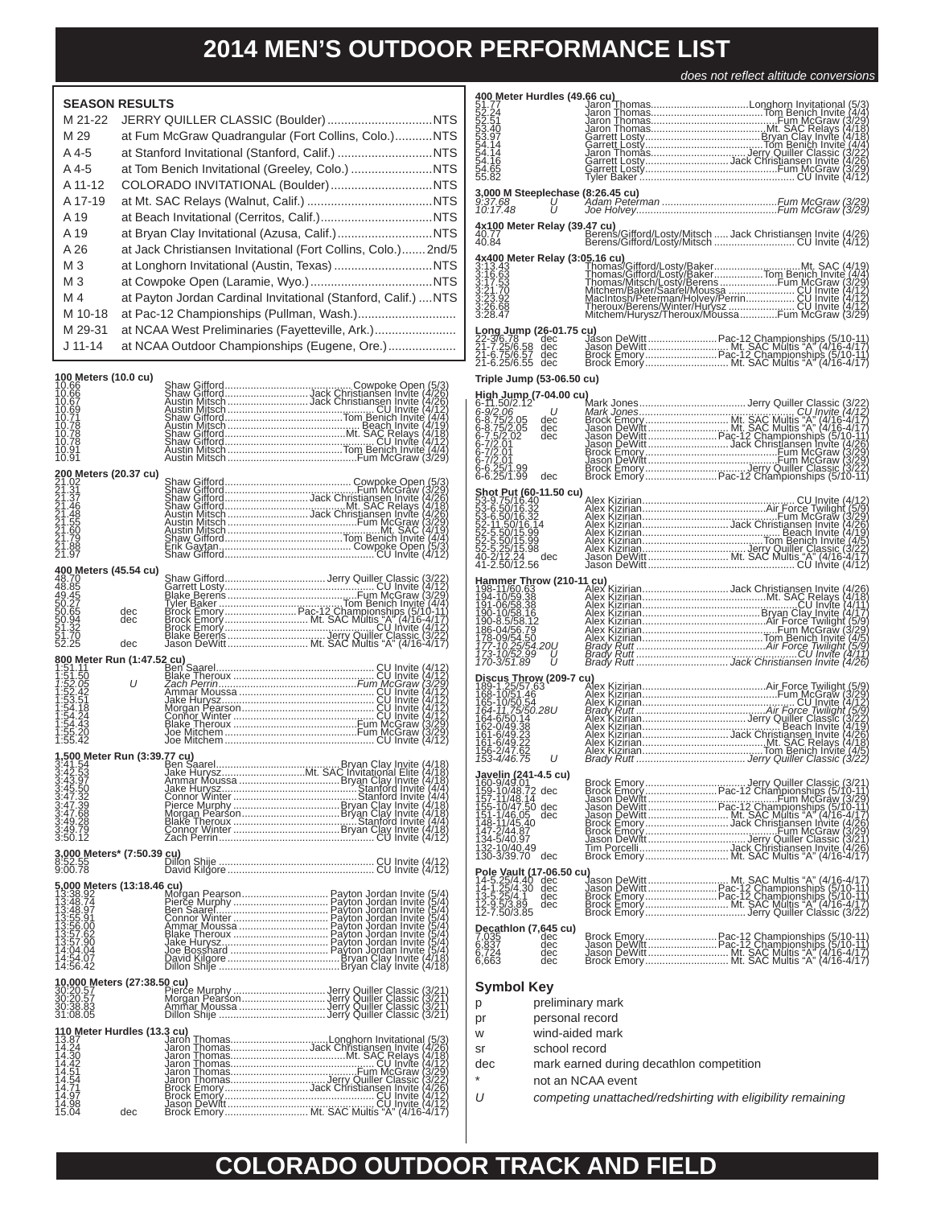# 2014 MEN'S OUTDOOR PERFORMANCE LIST

*does not reflect altitude conversions*

### SEASON RESULTS

| Date | Meet | Result |
|---|---|---|
| M 21-22 | JERRY QUILLER CLASSIC (Boulder) | NTS |
| M 29 | at Fum McGraw Quadrangular (Fort Collins, Colo.) | NTS |
| A 4-5 | at Stanford Invitational (Stanford, Calif.) | NTS |
| A 4-5 | at Tom Benich Invitational (Greeley, Colo.) | NTS |
| A 11-12 | COLORADO INVITATIONAL (Boulder) | NTS |
| A 17-19 | at Mt. SAC Relays (Walnut, Calif.) | NTS |
| A 19 | at Beach Invitational (Cerritos, Calif.) | NTS |
| A 19 | at Bryan Clay Invitational (Azusa, Calif.) | NTS |
| A 26 | at Jack Christiansen Invitational (Fort Collins, Colo.) | 2nd/5 |
| M 3 | at Longhorn Invitational (Austin, Texas) | NTS |
| M 3 | at Cowpoke Open (Laramie, Wyo.) | NTS |
| M 4 | at Payton Jordan Cardinal Invitational (Stanford, Calif.) | NTS |
| M 10-18 | at Pac-12 Championships (Pullman, Wash.) | |
| M 29-31 | at NCAA West Preliminaries (Fayetteville, Ark.) | |
| J 11-14 | at NCAA Outdoor Championships (Eugene, Ore.) | |

**100 Meters (10.0 cu)**

| Mark | | Athlete | Meet |
|---|---|---|---|
| 10.66 | | Shaw Gifford | Cowpoke Open (5/3) |
| 10.66 | | Shaw Gifford | Jack Christiansen Invite (4/26) |
| 10.67 | | Austin Mitsch | Jack Christiansen Invite (4/26) |
| 10.69 | | Austin Mitsch | CU Invite (4/12) |
| 10.71 | | Shaw Gifford | Tom Benich Invite (4/4) |
| 10.78 | | Austin Mitsch | Beach Invite (4/19) |
| 10.78 | | Shaw Gifford | Mt. SAC Relays (4/18) |
| 10.78 | | Shaw Gifford | CU Invite (4/12) |
| 10.91 | | Austin Mitsch | Tom Benich Invite (4/4) |
| 10.91 | | Austin Mitsch | Fum McGraw (3/29) |

**200 Meters (20.37 cu)**

| Mark | | Athlete | Meet |
|---|---|---|---|
| 21.02 | | Shaw Gifford | Cowpoke Open (5/3) |
| 21.31 | | Shaw Gifford | Fum McGraw (3/29) |
| 21.37 | | Shaw Gifford | Jack Christiansen Invite (4/26) |
| 21.46 | | Shaw Gifford | Mt. SAC Relays (4/18) |
| 21.48 | | Austin Mitsch | Jack Christiansen Invite (4/26) |
| 21.55 | | Austin Mitsch | Fum McGraw (3/29) |
| 21.60 | | Austin Mitsch | Mt. SAC (4/19) |
| 21.79 | | Shaw Gifford | Tom Benich Invite (4/4) |
| 21.88 | | Erik Gaytan | Cowpoke Open (5/3) |
| 21.97 | | Shaw Gifford | CU Invite (4/12) |

**400 Meters (45.54 cu)**

| Mark | | Athlete | Meet |
|---|---|---|---|
| 48.70 | | Shaw Gifford | Jerry Quiller Classic (3/22) |
| 48.85 | | Garrett Losty | CU Invite (4/12) |
| 49.45 | | Blake Berens | Fum McGraw (3/29) |
| 50.27 | | Tyler Baker | Tom Benich Invite (4/4) |
| 50.65 | dec | Brock Emory | Pac-12 Championships (5/10-11) |
| 50.94 | dec | Brock Emory | Mt. SAC Multis "A" (4/16-4/17) |
| 51.32 | | Brock Emory | CU Invite (4/12) |
| 51.70 | | Blake Berens | Jerry Quiller Classic (3/22) |
| 52.25 | dec | Jason DeWitt | Mt. SAC Multis "A" (4/16-4/17) |

**800 Meter Run (1:47.52 cu)**

| Mark | | Athlete | Meet |
|---|---|---|---|
| 1:51.11 | | Ben Saarel | CU Invite (4/12) |
| 1:51.50 | | Blake Theroux | CU Invite (4/12) |
| *1:52.05* | *U* | *Zach Perrin* | *Fum McGraw (3/29)* |
| 1:52.42 | | Ammar Moussa | CU Invite (4/12) |
| 1:53.51 | | Jake Hurysz | CU Invite (4/12) |
| 1:54.18 | | Morgan Pearson | CU Invite (4/12) |
| 1:54.24 | | Connor Winter | CU Invite (4/12) |
| 1:54.43 | | Blake Theroux | Fum McGraw (3/29) |
| 1:55.20 | | Joe Mitchem | Fum McGraw (3/29) |
| 1:55.42 | | Joe Mitchem | CU Invite (4/12) |

**1,500 Meter Run (3:39.77 cu)**

| Mark | Athlete | Meet |
|---|---|---|
| 3:41.54 | Ben Saarel | Bryan Clay Invite (4/18) |
| 3:42.53 | Jake Hurysz | Mt. SAC Invitational Elite (4/18) |
| 3:43.97 | Ammar Moussa | Bryan Clay Invite (4/18) |
| 3:45.50 | Jake Hurysz | Stanford Invite (4/4) |
| 3:47.32 | Connor Winter | Stanford Invite (4/4) |
| 3:47.39 | Pierce Murphy | Bryan Clay Invite (4/18) |
| 3:47.68 | Morgan Pearson | Bryan Clay Invite (4/18) |
| 3:49.28 | Blake Theroux | Stanford Invite (4/4) |
| 3:49.79 | Connor Winter | Bryan Clay Invite (4/18) |
| 3:50.12 | Zach Perrin | CU Invite (4/12) |

**3,000 Meters* (7:50.39 cu)**

| Mark | Athlete | Meet |
|---|---|---|
| 8:52.55 | Dillon Shije | CU Invite (4/12) |
| 9:00.78 | David Kilgore | CU Invite (4/12) |

**5,000 Meters (13:18.46 cu)**

| Mark | Athlete | Meet |
|---|---|---|
| 13:38.92 | Morgan Pearson | Payton Jordan Invite (5/4) |
| 13:48.74 | Pierce Murphy | Payton Jordan Invite (5/4) |
| 13:49.97 | Ben Saarel | Payton Jordan Invite (5/4) |
| 13:55.91 | Connor Winter | Payton Jordan Invite (5/4) |
| 13:56.00 | Ammar Moussa | Payton Jordan Invite (5/4) |
| 13:57.62 | Blake Theroux | Payton Jordan Invite (5/4) |
| 13:57.90 | Jake Hurysz | Payton Jordan Invite (5/4) |
| 14:04.04 | Joe Bosshard | Payton Jordan Invite (5/4) |
| 14:54.07 | David Kilgore | Bryan Clay Invite (4/18) |
| 14:56.42 | Dillon Shije | Bryan Clay Invite (4/18) |

**10,000 Meters (27:38.50 cu)**

| Mark | Athlete | Meet |
|---|---|---|
| 30:20.57 | Pierce Murphy | Jerry Quiller Classic (3/21) |
| 30:20.57 | Morgan Pearson | Jerry Quiller Classic (3/21) |
| 30:38.83 | Ammar Moussa | Jerry Quiller Classic (3/21) |
| 31:08.05 | Dillon Shije | Jerry Quiller Classic (3/21) |

**110 Meter Hurdles (13.3 cu)**

| Mark | | Athlete | Meet |
|---|---|---|---|
| 13.87 | | Jaron Thomas | Longhorn Invitational (5/3) |
| 14.24 | | Jaron Thomas | Jack Christiansen Invite (4/26) |
| 14.30 | | Jaron Thomas | Mt. SAC Relays (4/18) |
| 14.42 | | Jaron Thomas | CU Invite (4/12) |
| 14.51 | | Jaron Thomas | Fum McGraw (3/29) |
| 14.54 | | Jaron Thomas | Jerry Quiller Classic (3/22) |
| 14.71 | | Brock Emory | Jack Christiansen Invite (4/26) |
| 14.97 | | Brock Emory | CU Invite (4/12) |
| 14.98 | | Jason DeWitt | CU Invite (4/12) |
| 15.04 | dec | Brock Emory | Mt. SAC Multis "A" (4/16-4/17) |

**400 Meter Hurdles (49.66 cu)**

| Mark | Athlete | Meet |
|---|---|---|
| 51.77 | Jaron Thomas | Longhorn Invitational (5/3) |
| 52.24 | Jaron Thomas | Tom Benich Invite (4/4) |
| 52.51 | Jaron Thomas | Fum McGraw (3/29) |
| 53.40 | Jaron Thomas | Mt. SAC Relays (4/18) |
| 53.97 | Garrett Losty | Bryan Clay Invite (4/18) |
| 54.13 | Garrett Losty | Tom Benich Invite (4/4) |
| 54.14 | Jaron Thomas | Jerry Quiller Classic (3/22) |
| 54.16 | Garrett Losty | Jack Christiansen Invite (4/26) |
| 54.65 | Garrett Losty | Fum McGraw (3/29) |
| 55.82 | Tyler Baker | CU Invite (4/12) |

**3,000 M Steeplechase (8:26.45 cu)**

| Mark | | Athlete | Meet |
|---|---|---|---|
| *9:37.68* | *U* | *Adam Peterman* | *Fum McGraw (3/29)* |
| *10:17.48* | *U* | *Joe Holvey* | *Fum McGraw (3/29)* |

**4x100 Meter Relay (39.47 cu)**

| Mark | Athletes | Meet |
|---|---|---|
| 40.77 | Berens/Gifford/Losty/Mitsch | Jack Christiansen Invite (4/26) |
| 40.84 | Berens/Gifford/Losty/Mitsch | CU Invite (4/12) |

**4x400 Meter Relay (3:05.16 cu)**

| Mark | Athletes | Meet |
|---|---|---|
| 3:13.43 | Thomas/Gifford/Losty/Baker | Mt. SAC (4/19) |
| 3:16.63 | Thomas/Gifford/Losty/Baker | Tom Benich Invite (4/4) |
| 3:17.53 | Thomas/Mitsch/Losty/Berens | Fum McGraw (3/29) |
| 3:21.70 | Mitchem/Baker/Saarel/Moussa | CU Invite (4/12) |
| 3:23.92 | MacIntosh/Peterman/Holvey/Perrin | CU Invite (4/12) |
| 3:26.68 | Theroux/Berens/Winter/Hurysz | CU Invite (4/12) |
| 3:28.47 | Mitchem/Hurysz/Theroux/Moussa | Fum McGraw (3/29) |

**Long Jump (26-01.75 cu)**

| Mark | | Athlete | Meet |
|---|---|---|---|
| 22-3/6.78 | dec | Jason DeWitt | Pac-12 Championships (5/10-11) |
| 21-7.25/6.58 | dec | Jason DeWitt | Mt. SAC Multis "A" (4/16-4/17) |
| 21-6.75/6.57 | dec | Brock Emory | Pac-12 Championships (5/10-11) |
| 21-6.25/6.55 | dec | Brock Emory | Mt. SAC Multis "A" (4/16-4/17) |

**Triple Jump (53-06.50 cu)**

**High Jump (7-04.00 cu)**

| Mark | | Athlete | Meet |
|---|---|---|---|
| 6-11.50/2.12 | | Mark Jones | Jerry Quiller Classic (3/22) |
| *6-9/2.06* | *U* | *Mark Jones* | *CU Invite (4/12)* |
| 6-8.75/2.05 | dec | Brock Emory | Mt. SAC Multis "A" (4/16-4/17) |
| 6-8.75/2.05 | dec | Jason DeWitt | Mt. SAC Multis "A" (4/16-4/17) |
| 6-7.5/2.02 | dec | Jason DeWitt | Pac-12 Championships (5/10-11) |
| 6-7/2.01 | | Jason DeWitt | Jack Christiansen Invite (4/26) |
| 6-7/2.01 | | Brock Emory | Fum McGraw (3/29) |
| 6-7/2.01 | | Jason DeWitt | Fum McGraw (3/29) |
| 6-6.25/1.99 | | Brock Emory | Jerry Quiller Classic (3/22) |
| 6-6.25/1.99 | dec | Brock Emory | Pac-12 Championships (5/10-11) |

**Shot Put (60-11.50 cu)**

| Mark | | Athlete | Meet |
|---|---|---|---|
| 53-9.75/16.40 | | Alex Kizirian | CU Invite (4/12) |
| 53-6.50/16.32 | | Alex Kizirian | Air Force Twilight (5/9) |
| 53-6.50/16.32 | | Alex Kizirian | Fum McGraw (3/29) |
| 52-11.50/16.14 | | Alex Kizirian | Jack Christiansen Invite (4/26) |
| 52-5.50/15.99 | | Alex Kizirian | Beach Invite (4/19) |
| 52-5.50/15.99 | | Alex Kizirian | Tom Benich Invite (4/5) |
| 52-5.25/15.98 | | Alex Kizirian | Jerry Quiller Classic (3/22) |
| 40-2/12.24 | dec | Jason DeWitt | Mt. SAC Multis "A" (4/16-4/17) |
| 41-2.50/12.56 | | Jason DeWitt | CU Invite (4/12) |

**Hammer Throw (210-11 cu)**

| Mark | | Athlete | Meet |
|---|---|---|---|
| 198-11/60.63 | | Alex Kizirian | Jack Christiansen Invite (4/26) |
| 194-10/59.38 | | Alex Kizirian | Mt. SAC Relays (4/18) |
| 191-06/58.38 | | Alex Kizirian | CU Invite (4/11) |
| 190-10/58.16 | | Alex Kizirian | Bryan Clay Invite (4/17) |
| 190-8.5/58.12 | | Alex Kizirian | Air Force Twilight (5/9) |
| 186-04/56.79 | | Alex Kizirian | Fum McGraw (3/29) |
| 178-09/54.50 | | Alex Kizirian | Tom Benich Invite (4/5) |
| *177-10.25/54.20* | *U* | *Brady Rutt* | *Air Force Twilight (5/9)* |
| *173-10/52.99* | *U* | *Brady Rutt* | *CU Invite (4/11)* |
| *170-3/51.89* | *U* | *Brady Rutt* | *Jack Christiansen Invite (4/26)* |

**Discus Throw (209-7 cu)**

| Mark | | Athlete | Meet |
|---|---|---|---|
| 189-1.25/57.63 | | Alex Kizirian | Air Force Twilight (5/9) |
| 168-10/51.46 | | Alex Kizirian | Fum McGraw (3/29) |
| 165-10/50.54 | | Alex Kizirian | CU Invite (4/12) |
| *164-11.75/50.28* | *U* | *Brady Rutt* | *Air Force Twilight (5/9)* |
| 164-6/50.14 | | Alex Kizirian | Jerry Quiller Classic (3/22) |
| 162-0/49.38 | | Alex Kizirian | Beach Invite (4/19) |
| 161-6/49.23 | | Alex Kizirian | Jack Christiansen Invite (4/26) |
| 161-6/49.22 | | Alex Kizirian | Mt. SAC Relays (4/18) |
| 156-2/47.62 | | Alex Kizirian | Tom Benich Invite (4/5) |
| *153-4/46.75* | *U* | *Brady Rutt* | *Jerry Quiller Classic (3/22)* |

**Javelin (241-4.5 cu)**

| Mark | | Athlete | Meet |
|---|---|---|---|
| 160-9/49.01 | | Brock Emory | Jerry Quiller Classic (3/21) |
| 159-10/48.72 | dec | Brock Emory | Pac-12 Championships (5/10-11) |
| 157-11/48.14 | | Jason DeWitt | Fum McGraw (3/29) |
| 155-10/47.50 | dec | Jason DeWitt | Pac-12 Championships (5/10-11) |
| 151-1/46.05 | dec | Jason DeWitt | Mt. SAC Multis "A" (4/16-4/17) |
| 148-11/45.40 | | Brock Emory | Jack Christiansen Invite (4/26) |
| 147-2/44.87 | | Brock Emory | Fum McGraw (3/29) |
| 134-5/40.97 | | Jason DeWitt | Jerry Quiller Classic (3/21) |
| 132-10/40.49 | | Tim Porcelli | Jack Christiansen Invite (4/26) |
| 130-3/39.70 | dec | Brock Emory | Mt. SAC Multis "A" (4/16-4/17) |

**Pole Vault (17-06.50 cu)**

| Mark | | Athlete | Meet |
|---|---|---|---|
| 14-5.25/4.40 | dec | Jason DeWitt | Mt. SAC Multis "A" (4/16-4/17) |
| 14-1.25/4.30 | dec | Jason DeWitt | Pac-12 Championships (5/10-11) |
| 13-5.25/4.1 | dec | Brock Emory | Pac-12 Championships (5/10-11) |
| 12-9.5/3.89 | dec | Brock Emory | Mt. SAC Multis "A" (4/16-4/17) |
| 12-7.50/3.85 | | Brock Emory | Jerry Quiller Classic (3/22) |

**Decathlon (7,645 cu)**

| Mark | | Athlete | Meet |
|---|---|---|---|
| 7,035 | dec | Brock Emory | Pac-12 Championships (5/10-11) |
| 6,837 | dec | Jason DeWitt | Pac-12 Championships (5/10-11) |
| 6,724 | dec | Jason DeWitt | Mt. SAC Multis "A" (4/16-4/17) |
| 6,663 | dec | Brock Emory | Mt. SAC Multis "A" (4/16-4/17) |

### Symbol Key

| Symbol | Meaning |
|---|---|
| p | preliminary mark |
| pr | personal record |
| w | wind-aided mark |
| sr | school record |
| dec | mark earned during decathlon competition |
| * | not an NCAA event |
| *U* | *competing unattached/redshirting with eligibility remaining* |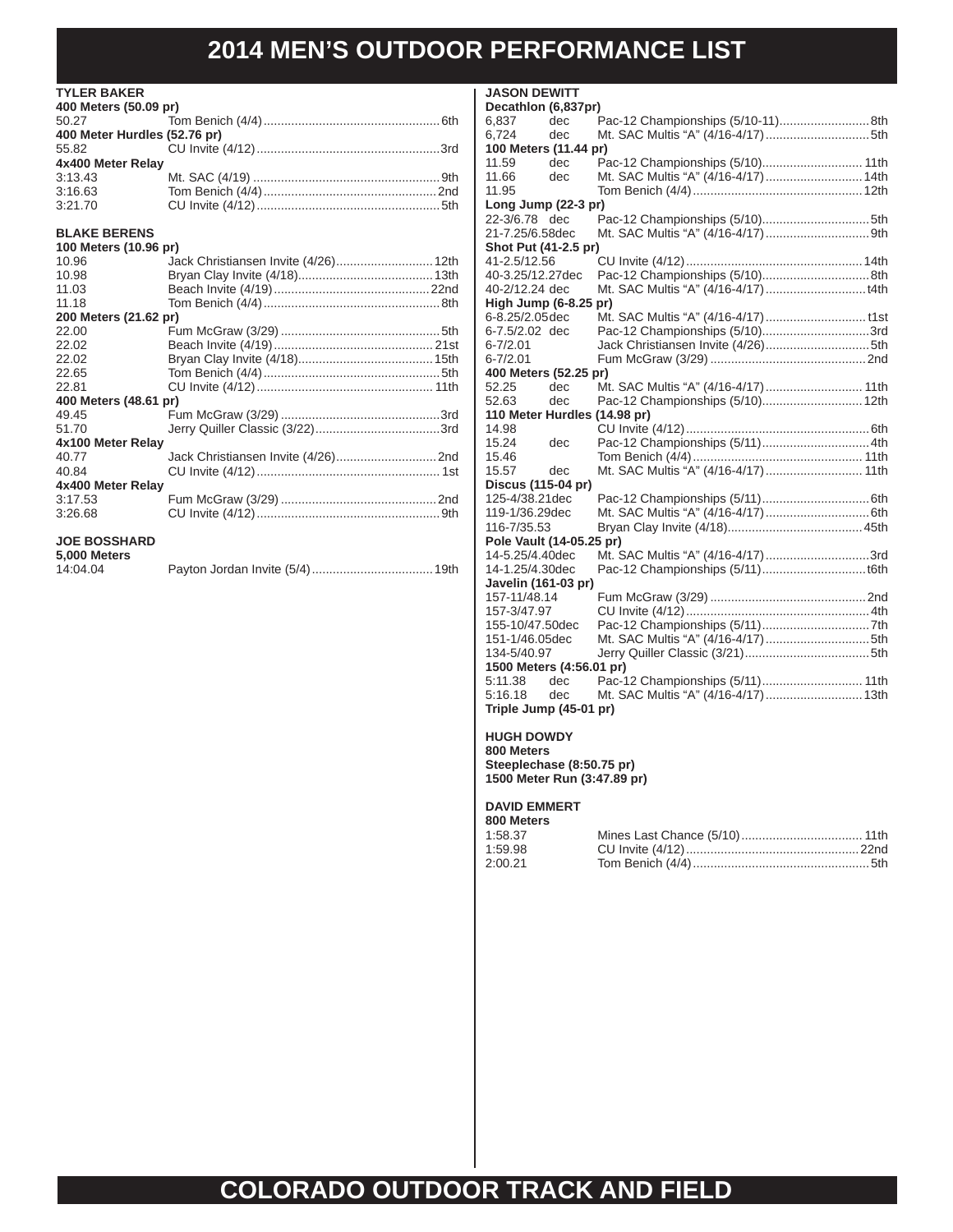# 2014 MEN'S OUTDOOR PERFORMANCE LIST

### TYLER BAKER

**400 Meters (50.09 pr)**

| | | |
|---|---|---|
| 50.27 | Tom Benich (4/4) | 6th |

**400 Meter Hurdles (52.76 pr)**

| | | |
|---|---|---|
| 55.82 | CU Invite (4/12) | 3rd |

**4x400 Meter Relay**

| | | |
|---|---|---|
| 3:13.43 | Mt. SAC (4/19) | 9th |
| 3:16.63 | Tom Benich (4/4) | 2nd |
| 3:21.70 | CU Invite (4/12) | 5th |

### BLAKE BERENS

**100 Meters (10.96 pr)**

| | | |
|---|---|---|
| 10.96 | Jack Christiansen Invite (4/26) | 12th |
| 10.98 | Bryan Clay Invite (4/18) | 13th |
| 11.03 | Beach Invite (4/19) | 22nd |
| 11.18 | Tom Benich (4/4) | 8th |

**200 Meters (21.62 pr)**

| | | |
|---|---|---|
| 22.00 | Fum McGraw (3/29) | 5th |
| 22.02 | Beach Invite (4/19) | 21st |
| 22.02 | Bryan Clay Invite (4/18) | 15th |
| 22.65 | Tom Benich (4/4) | 5th |
| 22.81 | CU Invite (4/12) | 11th |

**400 Meters (48.61 pr)**

| | | |
|---|---|---|
| 49.45 | Fum McGraw (3/29) | 3rd |
| 51.70 | Jerry Quiller Classic (3/22) | 3rd |

**4x100 Meter Relay**

| | | |
|---|---|---|
| 40.77 | Jack Christiansen Invite (4/26) | 2nd |
| 40.84 | CU Invite (4/12) | 1st |

**4x400 Meter Relay**

| | | |
|---|---|---|
| 3:17.53 | Fum McGraw (3/29) | 2nd |
| 3:26.68 | CU Invite (4/12) | 9th |

### JOE BOSSHARD

**5,000 Meters**

| | | |
|---|---|---|
| 14:04.04 | Payton Jordan Invite (5/4) | 19th |

### JASON DEWITT

**Decathlon (6,837pr)**

| | | | |
|---|---|---|---|
| 6,837 | dec | Pac-12 Championships (5/10-11) | 8th |
| 6,724 | dec | Mt. SAC Multis "A" (4/16-4/17) | 5th |

**100 Meters (11.44 pr)**

| | | | |
|---|---|---|---|
| 11.59 | dec | Pac-12 Championships (5/10) | 11th |
| 11.66 | dec | Mt. SAC Multis "A" (4/16-4/17) | 14th |
| 11.95 | | Tom Benich (4/4) | 12th |

**Long Jump (22-3 pr)**

| | | | |
|---|---|---|---|
| 22-3/6.78 | dec | Pac-12 Championships (5/10) | 5th |
| 21-7.25/6.58 | dec | Mt. SAC Multis "A" (4/16-4/17) | 9th |

**Shot Put (41-2.5 pr)**

| | | | |
|---|---|---|---|
| 41-2.5/12.56 | | CU Invite (4/12) | 14th |
| 40-3.25/12.27 | dec | Pac-12 Championships (5/10) | 8th |
| 40-2/12.24 | dec | Mt. SAC Multis "A" (4/16-4/17) | t4th |

**High Jump (6-8.25 pr)**

| | | | |
|---|---|---|---|
| 6-8.25/2.05 | dec | Mt. SAC Multis "A" (4/16-4/17) | t1st |
| 6-7.5/2.02 | dec | Pac-12 Championships (5/10) | 3rd |
| 6-7/2.01 | | Jack Christiansen Invite (4/26) | 5th |
| 6-7/2.01 | | Fum McGraw (3/29) | 2nd |

**400 Meters (52.25 pr)**

| | | | |
|---|---|---|---|
| 52.25 | dec | Mt. SAC Multis "A" (4/16-4/17) | 11th |
| 52.63 | dec | Pac-12 Championships (5/10) | 12th |

**110 Meter Hurdles (14.98 pr)**

| | | | |
|---|---|---|---|
| 14.98 | | CU Invite (4/12) | 6th |
| 15.24 | dec | Pac-12 Championships (5/11) | 4th |
| 15.46 | | Tom Benich (4/4) | 11th |
| 15.57 | dec | Mt. SAC Multis "A" (4/16-4/17) | 11th |

**Discus (115-04 pr)**

| | | | |
|---|---|---|---|
| 125-4/38.21 | dec | Pac-12 Championships (5/11) | 6th |
| 119-1/36.29 | dec | Mt. SAC Multis "A" (4/16-4/17) | 6th |
| 116-7/35.53 | | Bryan Clay Invite (4/18) | 45th |

**Pole Vault (14-05.25 pr)**

| | | | |
|---|---|---|---|
| 14-5.25/4.40 | dec | Mt. SAC Multis "A" (4/16-4/17) | 3rd |
| 14-1.25/4.30 | dec | Pac-12 Championships (5/11) | t6th |

**Javelin (161-03 pr)**

| | | | |
|---|---|---|---|
| 157-11/48.14 | | Fum McGraw (3/29) | 2nd |
| 157-3/47.97 | | CU Invite (4/12) | 4th |
| 155-10/47.50 | dec | Pac-12 Championships (5/11) | 7th |
| 151-1/46.05 | dec | Mt. SAC Multis "A" (4/16-4/17) | 5th |
| 134-5/40.97 | | Jerry Quiller Classic (3/21) | 5th |

**1500 Meters (4:56.01 pr)**

| | | | |
|---|---|---|---|
| 5:11.38 | dec | Pac-12 Championships (5/11) | 11th |
| 5:16.18 | dec | Mt. SAC Multis "A" (4/16-4/17) | 13th |

**Triple Jump (45-01 pr)**

### HUGH DOWDY

**800 Meters**

**Steeplechase (8:50.75 pr)**

**1500 Meter Run (3:47.89 pr)**

### DAVID EMMERT

**800 Meters**

| | | |
|---|---|---|
| 1:58.37 | Mines Last Chance (5/10) | 11th |
| 1:59.98 | CU Invite (4/12) | 22nd |
| 2:00.21 | Tom Benich (4/4) | 5th |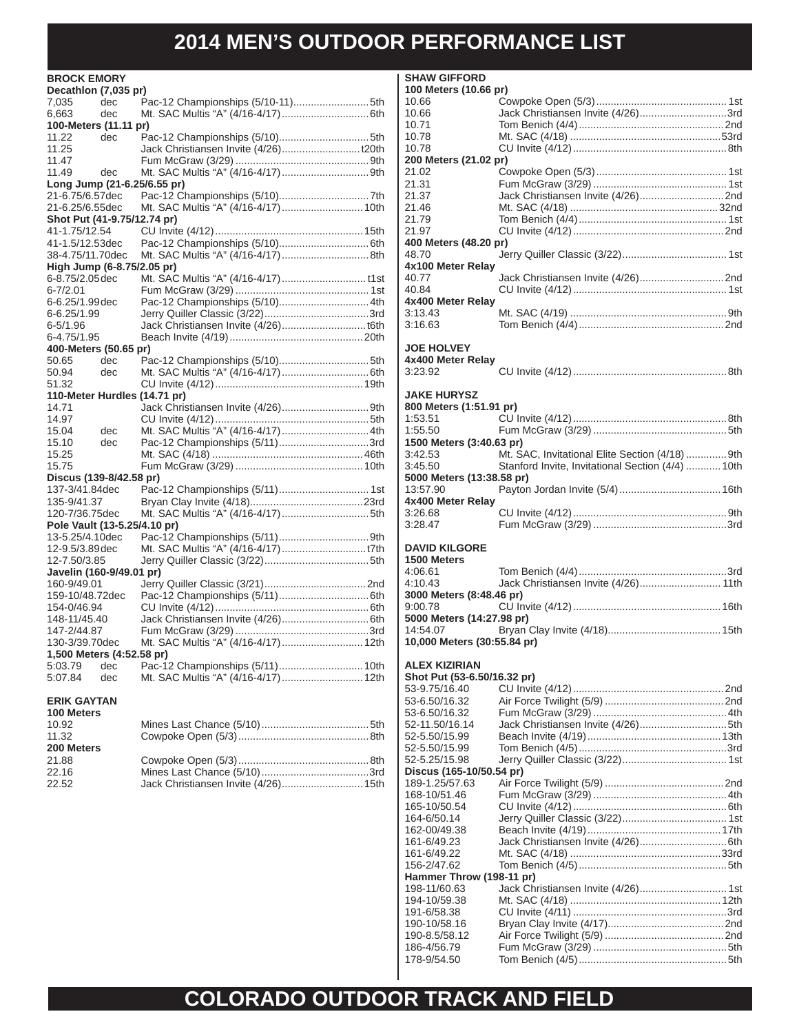# 2014 MEN'S OUTDOOR PERFORMANCE LIST

### BROCK EMORY

**Decathlon (7,035 pr)**

| | | | |
|---|---|---|---|
| 7,035 | dec | Pac-12 Championships (5/10-11) | 5th |
| 6,663 | dec | Mt. SAC Multis "A" (4/16-4/17) | 6th |

**100-Meters (11.11 pr)**

| | | | |
|---|---|---|---|
| 11.22 | dec | Pac-12 Championships (5/10) | 5th |
| 11.25 | | Jack Christiansen Invite (4/26) | t20th |
| 11.47 | | Fum McGraw (3/29) | 9th |
| 11.49 | dec | Mt. SAC Multis "A" (4/16-4/17) | 9th |

**Long Jump (21-6.25/6.55 pr)**

| | | |
|---|---|---|
| 21-6.75/6.57dec | Pac-12 Championships (5/10) | 7th |
| 21-6.25/6.55dec | Mt. SAC Multis "A" (4/16-4/17) | 10th |

**Shot Put (41-9.75/12.74 pr)**

| | | |
|---|---|---|
| 41-1.75/12.54 | CU Invite (4/12) | 15th |
| 41-1.5/12.53dec | Pac-12 Championships (5/10) | 6th |
| 38-4.75/11.70dec | Mt. SAC Multis "A" (4/16-4/17) | 8th |

**High Jump (6-8.75/2.05 pr)**

| | | |
|---|---|---|
| 6-8.75/2.05dec | Mt. SAC Multis "A" (4/16-4/17) | t1st |
| 6-7/2.01 | Fum McGraw (3/29) | 1st |
| 6-6.25/1.99dec | Pac-12 Championships (5/10) | 4th |
| 6-6.25/1.99 | Jerry Quiller Classic (3/22) | 3rd |
| 6-5/1.96 | Jack Christiansen Invite (4/26) | t6th |
| 6-4.75/1.95 | Beach Invite (4/19) | 20th |

**400-Meters (50.65 pr)**

| | | | |
|---|---|---|---|
| 50.65 | dec | Pac-12 Championships (5/10) | 5th |
| 50.94 | dec | Mt. SAC Multis "A" (4/16-4/17) | 6th |
| 51.32 | | CU Invite (4/12) | 19th |

**110-Meter Hurdles (14.71 pr)**

| | | | |
|---|---|---|---|
| 14.71 | | Jack Christiansen Invite (4/26) | 9th |
| 14.97 | | CU Invite (4/12) | 5th |
| 15.04 | dec | Mt. SAC Multis "A" (4/16-4/17) | 4th |
| 15.10 | dec | Pac-12 Championships (5/11) | 3rd |
| 15.25 | | Mt. SAC (4/18) | 46th |
| 15.75 | | Fum McGraw (3/29) | 10th |

**Discus (139-8/42.58 pr)**

| | | |
|---|---|---|
| 137-3/41.84dec | Pac-12 Championships (5/11) | 1st |
| 135-9/41.37 | Bryan Clay Invite (4/18) | 23rd |
| 120-7/36.75dec | Mt. SAC Multis "A" (4/16-4/17) | 5th |

**Pole Vault (13-5.25/4.10 pr)**

| | | |
|---|---|---|
| 13-5.25/4.10dec | Pac-12 Championships (5/11) | 9th |
| 12-9.5/3.89dec | Mt. SAC Multis "A" (4/16-4/17) | t7th |
| 12-7.50/3.85 | Jerry Quiller Classic (3/22) | 5th |

**Javelin (160-9/49.01 pr)**

| | | |
|---|---|---|
| 160-9/49.01 | Jerry Quiller Classic (3/21) | 2nd |
| 159-10/48.72dec | Pac-12 Championships (5/11) | 6th |
| 154-0/46.94 | CU Invite (4/12) | 6th |
| 148-11/45.40 | Jack Christiansen Invite (4/26) | 6th |
| 147-2/44.87 | Fum McGraw (3/29) | 3rd |
| 130-3/39.70dec | Mt. SAC Multis "A" (4/16-4/17) | 12th |

**1,500 Meters (4:52.58 pr)**

| | | | |
|---|---|---|---|
| 5:03.79 | dec | Pac-12 Championships (5/11) | 10th |
| 5:07.84 | dec | Mt. SAC Multis "A" (4/16-4/17) | 12th |

### ERIK GAYTAN

**100 Meters**

| | | |
|---|---|---|
| 10.92 | Mines Last Chance (5/10) | 5th |
| 11.32 | Cowpoke Open (5/3) | 8th |

**200 Meters**

| | | |
|---|---|---|
| 21.88 | Cowpoke Open (5/3) | 8th |
| 22.16 | Mines Last Chance (5/10) | 3rd |
| 22.52 | Jack Christiansen Invite (4/26) | 15th |

### SHAW GIFFORD

**100 Meters (10.66 pr)**

| | | |
|---|---|---|
| 10.66 | Cowpoke Open (5/3) | 1st |
| 10.66 | Jack Christiansen Invite (4/26) | 3rd |
| 10.71 | Tom Benich (4/4) | 2nd |
| 10.78 | Mt. SAC (4/18) | 53rd |
| 10.78 | CU Invite (4/12) | 8th |

**200 Meters (21.02 pr)**

| | | |
|---|---|---|
| 21.02 | Cowpoke Open (5/3) | 1st |
| 21.31 | Fum McGraw (3/29) | 1st |
| 21.37 | Jack Christiansen Invite (4/26) | 2nd |
| 21.46 | Mt. SAC (4/18) | 32nd |
| 21.79 | Tom Benich (4/4) | 1st |
| 21.97 | CU Invite (4/12) | 2nd |

**400 Meters (48.20 pr)**

| | | |
|---|---|---|
| 48.70 | Jerry Quiller Classic (3/22) | 1st |

**4x100 Meter Relay**

| | | |
|---|---|---|
| 40.77 | Jack Christiansen Invite (4/26) | 2nd |
| 40.84 | CU Invite (4/12) | 1st |

**4x400 Meter Relay**

| | | |
|---|---|---|
| 3:13.43 | Mt. SAC (4/19) | 9th |
| 3:16.63 | Tom Benich (4/4) | 2nd |

### JOE HOLVEY

**4x400 Meter Relay**

| | | |
|---|---|---|
| 3:23.92 | CU Invite (4/12) | 8th |

### JAKE HURYSZ

**800 Meters (1:51.91 pr)**

| | | |
|---|---|---|
| 1:53.51 | CU Invite (4/12) | 8th |
| 1:55.50 | Fum McGraw (3/29) | 5th |

**1500 Meters (3:40.63 pr)**

| | | |
|---|---|---|
| 3:42.53 | Mt. SAC, Invitational Elite Section (4/18) | 9th |
| 3:45.50 | Stanford Invite, Invitational Section (4/4) | 10th |

**5000 Meters (13:38.58 pr)**

| | | |
|---|---|---|
| 13:57.90 | Payton Jordan Invite (5/4) | 16th |

**4x400 Meter Relay**

| | | |
|---|---|---|
| 3:26.68 | CU Invite (4/12) | 9th |
| 3:28.47 | Fum McGraw (3/29) | 3rd |

### DAVID KILGORE

**1500 Meters**

| | | |
|---|---|---|
| 4:06.61 | Tom Benich (4/4) | 3rd |
| 4:10.43 | Jack Christiansen Invite (4/26) | 11th |

**3000 Meters (8:48.46 pr)**

| | | |
|---|---|---|
| 9:00.78 | CU Invite (4/12) | 16th |

**5000 Meters (14:27.98 pr)**

| | | |
|---|---|---|
| 14:54.07 | Bryan Clay Invite (4/18) | 15th |

**10,000 Meters (30:55.84 pr)**

### ALEX KIZIRIAN

**Shot Put (53-6.50/16.32 pr)**

| | | |
|---|---|---|
| 53-9.75/16.40 | CU Invite (4/12) | 2nd |
| 53-6.50/16.32 | Air Force Twilight (5/9) | 2nd |
| 53-6.50/16.32 | Fum McGraw (3/29) | 4th |
| 52-11.50/16.14 | Jack Christiansen Invite (4/26) | 5th |
| 52-5.50/15.99 | Beach Invite (4/19) | 13th |
| 52-5.50/15.99 | Tom Benich (4/5) | 3rd |
| 52-5.25/15.98 | Jerry Quiller Classic (3/22) | 1st |

**Discus (165-10/50.54 pr)**

| | | |
|---|---|---|
| 189-1.25/57.63 | Air Force Twilight (5/9) | 2nd |
| 168-10/51.46 | Fum McGraw (3/29) | 4th |
| 165-10/50.54 | CU Invite (4/12) | 6th |
| 164-6/50.14 | Jerry Quiller Classic (3/22) | 1st |
| 162-00/49.38 | Beach Invite (4/19) | 17th |
| 161-6/49.23 | Jack Christiansen Invite (4/26) | 6th |
| 161-6/49.22 | Mt. SAC (4/18) | 33rd |
| 156-2/47.62 | Tom Benich (4/5) | 5th |

**Hammer Throw (198-11 pr)**

| | | |
|---|---|---|
| 198-11/60.63 | Jack Christiansen Invite (4/26) | 1st |
| 194-10/59.38 | Mt. SAC (4/18) | 12th |
| 191-6/58.38 | CU Invite (4/11) | 3rd |
| 190-10/58.16 | Bryan Clay Invite (4/17) | 2nd |
| 190-8.5/58.12 | Air Force Twilight (5/9) | 2nd |
| 186-4/56.79 | Fum McGraw (3/29) | 5th |
| 178-9/54.50 | Tom Benich (4/5) | 5th |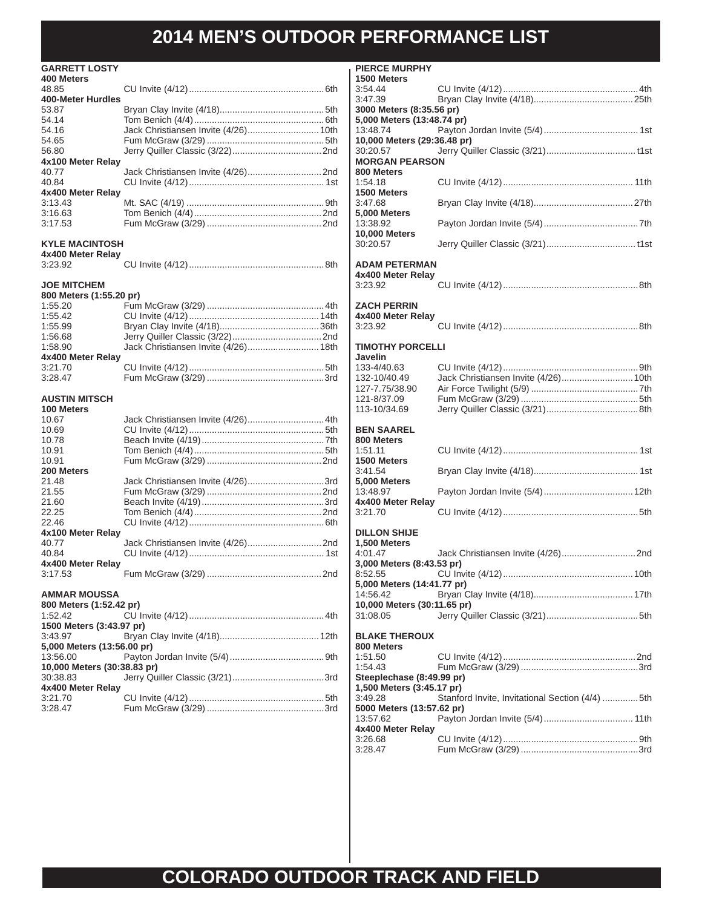# 2014 MEN'S OUTDOOR PERFORMANCE LIST

### GARRETT LOSTY

**400 Meters**

| Mark | Meet | Place |
|---|---|---|
| 48.85 | CU Invite (4/12) | 6th |

**400-Meter Hurdles**

| Mark | Meet | Place |
|---|---|---|
| 53.87 | Bryan Clay Invite (4/18) | 5th |
| 54.14 | Tom Benich (4/4) | 6th |
| 54.16 | Jack Christiansen Invite (4/26) | 10th |
| 54.65 | Fum McGraw (3/29) | 5th |
| 56.80 | Jerry Quiller Classic (3/22) | 2nd |

**4x100 Meter Relay**

| Mark | Meet | Place |
|---|---|---|
| 40.77 | Jack Christiansen Invite (4/26) | 2nd |
| 40.84 | CU Invite (4/12) | 1st |

**4x400 Meter Relay**

| Mark | Meet | Place |
|---|---|---|
| 3:13.43 | Mt. SAC (4/19) | 9th |
| 3:16.63 | Tom Benich (4/4) | 2nd |
| 3:17.53 | Fum McGraw (3/29) | 2nd |

### KYLE MACINTOSH

**4x400 Meter Relay**

| Mark | Meet | Place |
|---|---|---|
| 3:23.92 | CU Invite (4/12) | 8th |

### JOE MITCHEM

**800 Meters (1:55.20 pr)**

| Mark | Meet | Place |
|---|---|---|
| 1:55.20 | Fum McGraw (3/29) | 4th |
| 1:55.42 | CU Invite (4/12) | 14th |
| 1:55.99 | Bryan Clay Invite (4/18) | 36th |
| 1:56.68 | Jerry Quiller Classic (3/22) | 2nd |
| 1:58.90 | Jack Christiansen Invite (4/26) | 18th |

**4x400 Meter Relay**

| Mark | Meet | Place |
|---|---|---|
| 3:21.70 | CU Invite (4/12) | 5th |
| 3:28.47 | Fum McGraw (3/29) | 3rd |

### AUSTIN MITSCH

**100 Meters**

| Mark | Meet | Place |
|---|---|---|
| 10.67 | Jack Christiansen Invite (4/26) | 4th |
| 10.69 | CU Invite (4/12) | 5th |
| 10.78 | Beach Invite (4/19) | 7th |
| 10.91 | Tom Benich (4/4) | 5th |
| 10.91 | Fum McGraw (3/29) | 2nd |

**200 Meters**

| Mark | Meet | Place |
|---|---|---|
| 21.48 | Jack Christiansen Invite (4/26) | 3rd |
| 21.55 | Fum McGraw (3/29) | 2nd |
| 21.60 | Beach Invite (4/19) | 3rd |
| 22.25 | Tom Benich (4/4) | 2nd |
| 22.46 | CU Invite (4/12) | 6th |

**4x100 Meter Relay**

| Mark | Meet | Place |
|---|---|---|
| 40.77 | Jack Christiansen Invite (4/26) | 2nd |
| 40.84 | CU Invite (4/12) | 1st |

**4x400 Meter Relay**

| Mark | Meet | Place |
|---|---|---|
| 3:17.53 | Fum McGraw (3/29) | 2nd |

### AMMAR MOUSSA

**800 Meters (1:52.42 pr)**

| Mark | Meet | Place |
|---|---|---|
| 1:52.42 | CU Invite (4/12) | 4th |

**1500 Meters (3:43.97 pr)**

| Mark | Meet | Place |
|---|---|---|
| 3:43.97 | Bryan Clay Invite (4/18) | 12th |

**5,000 Meters (13:56.00 pr)**

| Mark | Meet | Place |
|---|---|---|
| 13:56.00 | Payton Jordan Invite (5/4) | 9th |

**10,000 Meters (30:38.83 pr)**

| Mark | Meet | Place |
|---|---|---|
| 30:38.83 | Jerry Quiller Classic (3/21) | 3rd |

**4x400 Meter Relay**

| Mark | Meet | Place |
|---|---|---|
| 3:21.70 | CU Invite (4/12) | 5th |
| 3:28.47 | Fum McGraw (3/29) | 3rd |

### PIERCE MURPHY

**1500 Meters**

| Mark | Meet | Place |
|---|---|---|
| 3:54.44 | CU Invite (4/12) | 4th |
| 3:47.39 | Bryan Clay Invite (4/18) | 25th |

**3000 Meters (8:35.56 pr)**

**5,000 Meters (13:48.74 pr)**

| Mark | Meet | Place |
|---|---|---|
| 13:48.74 | Payton Jordan Invite (5/4) | 1st |

**10,000 Meters (29:36.48 pr)**

| Mark | Meet | Place |
|---|---|---|
| 30:20.57 | Jerry Quiller Classic (3/21) | t1st |

### MORGAN PEARSON

**800 Meters**

| Mark | Meet | Place |
|---|---|---|
| 1:54.18 | CU Invite (4/12) | 11th |

**1500 Meters**

| Mark | Meet | Place |
|---|---|---|
| 3:47.68 | Bryan Clay Invite (4/18) | 27th |

**5,000 Meters**

| Mark | Meet | Place |
|---|---|---|
| 13:38.92 | Payton Jordan Invite (5/4) | 7th |

**10,000 Meters**

| Mark | Meet | Place |
|---|---|---|
| 30:20.57 | Jerry Quiller Classic (3/21) | t1st |

### ADAM PETERMAN

**4x400 Meter Relay**

| Mark | Meet | Place |
|---|---|---|
| 3:23.92 | CU Invite (4/12) | 8th |

### ZACH PERRIN

**4x400 Meter Relay**

| Mark | Meet | Place |
|---|---|---|
| 3:23.92 | CU Invite (4/12) | 8th |

### TIMOTHY PORCELLI

**Javelin**

| Mark | Meet | Place |
|---|---|---|
| 133-4/40.63 | CU Invite (4/12) | 9th |
| 132-10/40.49 | Jack Christiansen Invite (4/26) | 10th |
| 127-7.75/38.90 | Air Force Twilight (5/9) | 7th |
| 121-8/37.09 | Fum McGraw (3/29) | 5th |
| 113-10/34.69 | Jerry Quiller Classic (3/21) | 8th |

### BEN SAAREL

**800 Meters**

| Mark | Meet | Place |
|---|---|---|
| 1:51.11 | CU Invite (4/12) | 1st |

**1500 Meters**

| Mark | Meet | Place |
|---|---|---|
| 3:41.54 | Bryan Clay Invite (4/18) | 1st |

**5,000 Meters**

| Mark | Meet | Place |
|---|---|---|
| 13:48.97 | Payton Jordan Invite (5/4) | 12th |

**4x400 Meter Relay**

| Mark | Meet | Place |
|---|---|---|
| 3:21.70 | CU Invite (4/12) | 5th |

### DILLON SHIJE

**1,500 Meters**

| Mark | Meet | Place |
|---|---|---|
| 4:01.47 | Jack Christiansen Invite (4/26) | 2nd |

**3,000 Meters (8:43.53 pr)**

| Mark | Meet | Place |
|---|---|---|
| 8:52.55 | CU Invite (4/12) | 10th |

**5,000 Meters (14:41.77 pr)**

| Mark | Meet | Place |
|---|---|---|
| 14:56.42 | Bryan Clay Invite (4/18) | 17th |

**10,000 Meters (30:11.65 pr)**

| Mark | Meet | Place |
|---|---|---|
| 31:08.05 | Jerry Quiller Classic (3/21) | 5th |

### BLAKE THEROUX

**800 Meters**

| Mark | Meet | Place |
|---|---|---|
| 1:51.50 | CU Invite (4/12) | 2nd |
| 1:54.43 | Fum McGraw (3/29) | 3rd |

**Steeplechase (8:49.99 pr)**

**1,500 Meters (3:45.17 pr)**

| Mark | Meet | Place |
|---|---|---|
| 3:49.28 | Stanford Invite, Invitational Section (4/4) | 5th |

**5000 Meters (13:57.62 pr)**

| Mark | Meet | Place |
|---|---|---|
| 13:57.62 | Payton Jordan Invite (5/4) | 11th |

**4x400 Meter Relay**

| Mark | Meet | Place |
|---|---|---|
| 3:26.68 | CU Invite (4/12) | 9th |
| 3:28.47 | Fum McGraw (3/29) | 3rd |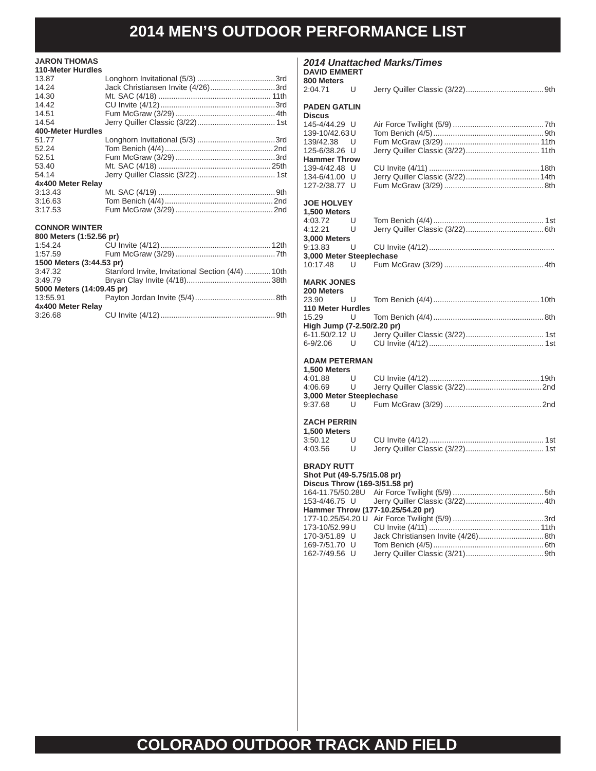# 2014 MEN'S OUTDOOR PERFORMANCE LIST

**JARON THOMAS**

**110-Meter Hurdles**

| Mark | Meet | Place |
|---|---|---|
| 13.87 | Longhorn Invitational (5/3) | 3rd |
| 14.24 | Jack Christiansen Invite (4/26) | 3rd |
| 14.30 | Mt. SAC (4/18) | 11th |
| 14.42 | CU Invite (4/12) | 3rd |
| 14.51 | Fum McGraw (3/29) | 4th |
| 14.54 | Jerry Quiller Classic (3/22) | 1st |

**400-Meter Hurdles**

| Mark | Meet | Place |
|---|---|---|
| 51.77 | Longhorn Invitational (5/3) | 3rd |
| 52.24 | Tom Benich (4/4) | 2nd |
| 52.51 | Fum McGraw (3/29) | 3rd |
| 53.40 | Mt. SAC (4/18) | 25th |
| 54.14 | Jerry Quiller Classic (3/22) | 1st |

**4x400 Meter Relay**

| Mark | Meet | Place |
|---|---|---|
| 3:13.43 | Mt. SAC (4/19) | 9th |
| 3:16.63 | Tom Benich (4/4) | 2nd |
| 3:17.53 | Fum McGraw (3/29) | 2nd |

**CONNOR WINTER**

**800 Meters (1:52.56 pr)**

| Mark | Meet | Place |
|---|---|---|
| 1:54.24 | CU Invite (4/12) | 12th |
| 1:57.59 | Fum McGraw (3/29) | 7th |

**1500 Meters (3:44.53 pr)**

| Mark | Meet | Place |
|---|---|---|
| 3:47.32 | Stanford Invite, Invitational Section (4/4) | 10th |
| 3:49.79 | Bryan Clay Invite (4/18) | 38th |

**5000 Meters (14:09.45 pr)**

| Mark | Meet | Place |
|---|---|---|
| 13:55.91 | Payton Jordan Invite (5/4) | 8th |

**4x400 Meter Relay**

| Mark | Meet | Place |
|---|---|---|
| 3:26.68 | CU Invite (4/12) | 9th |

## *2014 Unattached Marks/Times*

**DAVID EMMERT**

**800 Meters**

| Mark | | Meet | Place |
|---|---|---|---|
| 2:04.71 | U | Jerry Quiller Classic (3/22) | 9th |

**PADEN GATLIN**

**Discus**

| Mark | | Meet | Place |
|---|---|---|---|
| 145-4/44.29 | U | Air Force Twilight (5/9) | 7th |
| 139-10/42.63 | U | Tom Benich (4/5) | 9th |
| 139/42.38 | U | Fum McGraw (3/29) | 11th |
| 125-6/38.26 | U | Jerry Quiller Classic (3/22) | 11th |

**Hammer Throw**

| Mark | | Meet | Place |
|---|---|---|---|
| 139-4/42.48 | U | CU Invite (4/11) | 18th |
| 134-6/41.00 | U | Jerry Quiller Classic (3/22) | 14th |
| 127-2/38.77 | U | Fum McGraw (3/29) | 8th |

**JOE HOLVEY**

**1,500 Meters**

| Mark | | Meet | Place |
|---|---|---|---|
| 4:03.72 | U | Tom Benich (4/4) | 1st |
| 4:12.21 | U | Jerry Quiller Classic (3/22) | 6th |

**3,000 Meters**

| Mark | | Meet | Place |
|---|---|---|---|
| 9:13.83 | U | CU Invite (4/12) | |

**3,000 Meter Steeplechase**

| Mark | | Meet | Place |
|---|---|---|---|
| 10:17.48 | U | Fum McGraw (3/29) | 4th |

**MARK JONES**

**200 Meters**

| Mark | | Meet | Place |
|---|---|---|---|
| 23.90 | U | Tom Benich (4/4) | 10th |

**110 Meter Hurdles**

| Mark | | Meet | Place |
|---|---|---|---|
| 15.29 | U | Tom Benich (4/4) | 8th |

**High Jump (7-2.50/2.20 pr)**

| Mark | | Meet | Place |
|---|---|---|---|
| 6-11.50/2.12 | U | Jerry Quiller Classic (3/22) | 1st |
| 6-9/2.06 | U | CU Invite (4/12) | 1st |

**ADAM PETERMAN**

**1,500 Meters**

| Mark | | Meet | Place |
|---|---|---|---|
| 4:01.88 | U | CU Invite (4/12) | 19th |
| 4:06.69 | U | Jerry Quiller Classic (3/22) | 2nd |

**3,000 Meter Steeplechase**

| Mark | | Meet | Place |
|---|---|---|---|
| 9:37.68 | U | Fum McGraw (3/29) | 2nd |

**ZACH PERRIN**

**1,500 Meters**

| Mark | | Meet | Place |
|---|---|---|---|
| 3:50.12 | U | CU Invite (4/12) | 1st |
| 4:03.56 | U | Jerry Quiller Classic (3/22) | 1st |

**BRADY RUTT**

**Shot Put (49-5.75/15.08 pr)**

**Discus Throw (169-3/51.58 pr)**

| Mark | | Meet | Place |
|---|---|---|---|
| 164-11.75/50.28 | U | Air Force Twilight (5/9) | 5th |
| 153-4/46.75 | U | Jerry Quiller Classic (3/22) | 4th |

**Hammer Throw (177-10.25/54.20 pr)**

| Mark | | Meet | Place |
|---|---|---|---|
| 177-10.25/54.20 | U | Air Force Twilight (5/9) | 3rd |
| 173-10/52.99 | U | CU Invite (4/11) | 11th |
| 170-3/51.89 | U | Jack Christiansen Invite (4/26) | 8th |
| 169-7/51.70 | U | Tom Benich (4/5) | 6th |
| 162-7/49.56 | U | Jerry Quiller Classic (3/21) | 9th |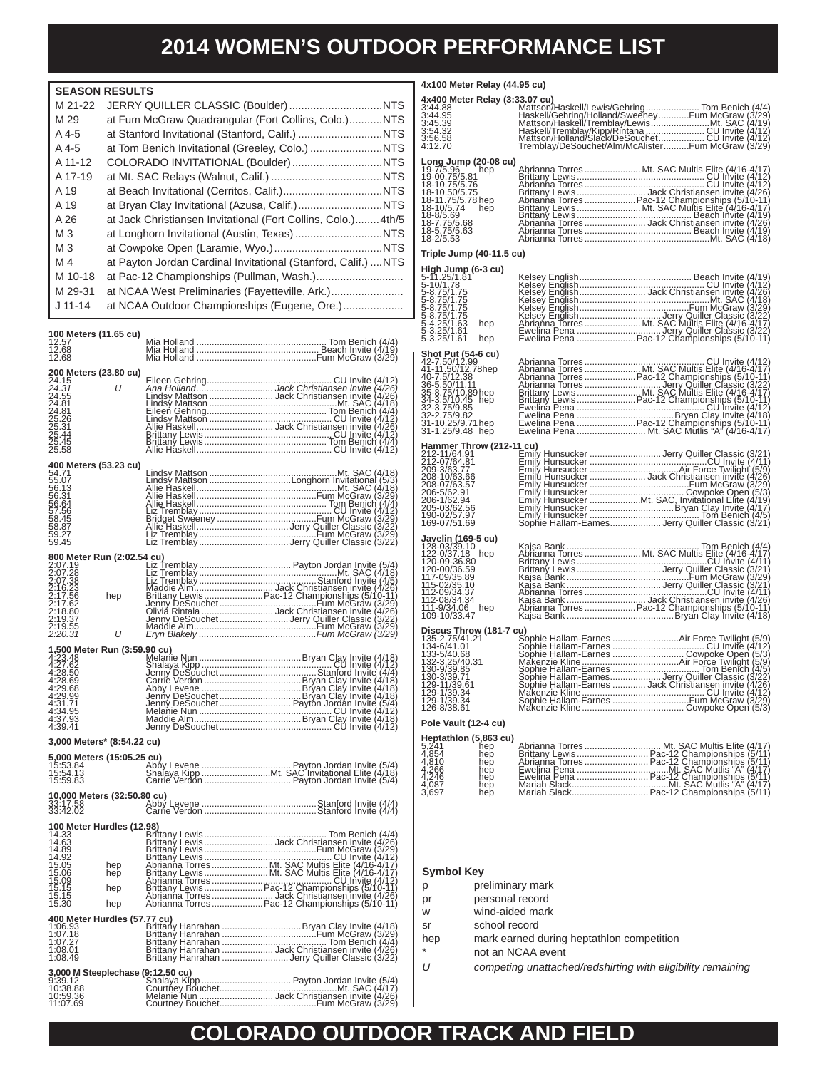# 2014 WOMEN'S OUTDOOR PERFORMANCE LIST

## SEASON RESULTS

| Date | Meet | Result |
|---|---|---|
| M 21-22 | JERRY QUILLER CLASSIC (Boulder) | NTS |
| M 29 | at Fum McGraw Quadrangular (Fort Collins, Colo.) | NTS |
| A 4-5 | at Stanford Invitational (Stanford, Calif.) | NTS |
| A 4-5 | at Tom Benich Invitational (Greeley, Colo.) | NTS |
| A 11-12 | COLORADO INVITATIONAL (Boulder) | NTS |
| A 17-19 | at Mt. SAC Relays (Walnut, Calif.) | NTS |
| A 19 | at Beach Invitational (Cerritos, Calif.) | NTS |
| A 19 | at Bryan Clay Invitational (Azusa, Calif.) | NTS |
| A 26 | at Jack Christiansen Invitational (Fort Collins, Colo.) | 4th/5 |
| M 3 | at Longhorn Invitational (Austin, Texas) | NTS |
| M 3 | at Cowpoke Open (Laramie, Wyo.) | NTS |
| M 4 | at Payton Jordan Cardinal Invitational (Stanford, Calif.) | NTS |
| M 10-18 | at Pac-12 Championships (Pullman, Wash.) | |
| M 29-31 | at NCAA West Preliminaries (Fayetteville, Ark.) | |
| J 11-14 | at NCAA Outdoor Championships (Eugene, Ore.) | |

### 100 Meters (11.65 cu)
| Mark | | Athlete | Meet |
|---|---|---|---|
| 12.57 | | Mia Holland | Tom Benich (4/4) |
| 12.68 | | Mia Holland | Beach Invite (4/19) |
| 12.68 | | Mia Holland | Fum McGraw (3/29) |

### 200 Meters (23.80 cu)
| Mark | | Athlete | Meet |
|---|---|---|---|
| 24.15 | | Eileen Gehring | CU Invite (4/12) |
| *24.31* | *U* | *Ana Holland* | *Jack Christiansen invite (4/26)* |
| 24.55 | | Lindsy Mattson | Jack Christiansen invite (4/26) |
| 24.81 | | Lindsy Mattson | Mt. SAC (4/18) |
| 24.81 | | Eileen Gehring | Tom Benich (4/4) |
| 25.26 | | Lindsy Mattson | CU Invite (4/12) |
| 25.31 | | Allie Haskell | Jack Christiansen invite (4/26) |
| 25.44 | | Brittany Lewis | CU Invite (4/12) |
| 25.45 | | Brittany Lewis | Tom Benich (4/4) |
| 25.58 | | Allie Haskell | CU Invite (4/12) |

### 400 Meters (53.23 cu)
| Mark | | Athlete | Meet |
|---|---|---|---|
| 54.71 | | Lindsy Mattson | Mt. SAC (4/18) |
| 55.07 | | Lindsy Mattson | Longhorn Invitational (5/3) |
| 56.13 | | Allie Haskell | Mt. SAC (4/18) |
| 56.31 | | Allie Haskell | Fum McGraw (3/29) |
| 56.64 | | Allie Haskell | Tom Benich (4/4) |
| 57.56 | | Liz Tremblay | CU Invite (4/12) |
| 58.45 | | Bridget Sweeney | Fum McGraw (3/29) |
| 58.87 | | Allie Haskell | Jerry Quiller Classic (3/22) |
| 59.27 | | Liz Tremblay | Fum McGraw (3/29) |
| 59.45 | | Liz Tremblay | Jerry Quiller Classic (3/22) |

### 800 Meter Run (2:02.54 cu)
| Mark | | Athlete | Meet |
|---|---|---|---|
| 2:07.19 | | Liz Tremblay | Payton Jordan Invite (5/4) |
| 2:07.28 | | Liz Tremblay | Mt. SAC (4/18) |
| 2:07.38 | | Liz Tremblay | Stanford Invite (4/5) |
| 2:16.23 | | Maddie Alm | Jack Christiansen invite (4/26) |
| 2:17.56 | hep | Brittany Lewis | Pac-12 Championships (5/10-11) |
| 2:17.62 | | Jenny DeSouchet | Fum McGraw (3/29) |
| 2:18.80 | | Olivia Rintala | Jack Christiansen invite (4/26) |
| 2:19.37 | | Jenny DeSouchet | Jerry Quiller Classic (3/22) |
| 2:19.55 | | Maddie Alm | Fum McGraw (3/29) |
| *2:20.31* | *U* | *Eryn Blakely* | *Fum McGraw (3/29)* |

### 1,500 Meter Run (3:59.90 cu)
| Mark | Athlete | Meet |
|---|---|---|
| 4:23.48 | Melanie Nun | Bryan Clay Invite (4/18) |
| 4:27.62 | Shalaya Kipp | CU Invite (4/12) |
| 4:28.50 | Jenny DeSouchet | Stanford Invite (4/4) |
| 4:28.69 | Carrie Verdon | Bryan Clay Invite (4/18) |
| 4:29.68 | Abby Levene | Bryan Clay Invite (4/18) |
| 4:29.99 | Jenny DeSouchet | Bryan Clay Invite (4/18) |
| 4:31.71 | Jenny DeSouchet | Payton Jordan Invite (5/4) |
| 4:34.95 | Melanie Nun | CU Invite (4/12) |
| 4:37.93 | Maddie Alm | Bryan Clay Invite (4/18) |
| 4:39.41 | Jenny DeSouchet | CU Invite (4/12) |

### 3,000 Meters* (8:54.22 cu)

### 5,000 Meters (15:05.25 cu)
| Mark | Athlete | Meet |
|---|---|---|
| 15:53.84 | Abby Levene | Payton Jordan Invite (5/4) |
| 15:54.13 | Shalaya Kipp | Mt. SAC Invitational Elite (4/18) |
| 15:59.83 | Carrie Verdon | Payton Jordan Invite (5/4) |

### 10,000 Meters (32:50.80 cu)
| Mark | Athlete | Meet |
|---|---|---|
| 33:17.58 | Abby Levene | Stanford Invite (4/4) |
| 33:42.02 | Carrie Verdon | Stanford Invite (4/4) |

### 100 Meter Hurdles (12.98)
| Mark | | Athlete | Meet |
|---|---|---|---|
| 14.33 | | Brittany Lewis | Tom Benich (4/4) |
| 14.63 | | Brittany Lewis | Jack Christiansen invite (4/26) |
| 14.89 | | Brittany Lewis | Fum McGraw (3/29) |
| 14.92 | | Brittany Lewis | CU Invite (4/12) |
| 15.05 | hep | Abrianna Torres | Mt. SAC Multis Elite (4/16-4/17) |
| 15.06 | hep | Brittany Lewis | Mt. SAC Multis Elite (4/16-4/17) |
| 15.09 | | Abrianna Torres | CU Invite (4/12) |
| 15.15 | hep | Brittany Lewis | Pac-12 Championships (5/10-11) |
| 15.15 | | Abrianna Torres | Jack Christiansen invite (4/26) |
| 15.30 | hep | Abrianna Torres | Pac-12 Championships (5/10-11) |

### 400 Meter Hurdles (57.77 cu)
| Mark | Athlete | Meet |
|---|---|---|
| 1:06.93 | Brittany Hanrahan | Bryan Clay Invite (4/18) |
| 1:07.18 | Brittany Hanrahan | Fum McGraw (3/29) |
| 1:07.27 | Brittany Hanrahan | Tom Benich (4/4) |
| 1:08.01 | Brittany Hanrahan | Jack Christiansen invite (4/26) |
| 1:08.49 | Brittany Hanrahan | Jerry Quiller Classic (3/22) |

### 3,000 M Steeplechase (9:12.50 cu)
| Mark | Athlete | Meet |
|---|---|---|
| 9:39.12 | Shalaya Kipp | Payton Jordan Invite (5/4) |
| 10:38.88 | Courtney Bouchet | Mt. SAC (4/17) |
| 10:59.36 | Melanie Nun | Jack Christiansen invite (4/26) |
| 11:07.69 | Courtney Bouchet | Fum McGraw (3/29) |

### 4x100 Meter Relay (44.95 cu)

### 4x400 Meter Relay (3:33.07 cu)
| Mark | Athletes | Meet |
|---|---|---|
| 3:44.88 | Mattson/Haskell/Lewis/Gehring | Tom Benich (4/4) |
| 3:44.95 | Haskell/Gehring/Holland/Sweeney | Fum McGraw (3/29) |
| 3:45.39 | Mattson/Haskell/Tremblay/Lewis | Mt. SAC (4/19) |
| 3:54.32 | Haskell/Tremblay/Kipp/Rintana | CU Invite (4/12) |
| 3:56.58 | Mattson/Holland/Slack/DeSouchet | CU Invite (4/12) |
| 4:12.70 | Tremblay/DeSouchet/Alm/McAlister | Fum McGraw (3/29) |

### Long Jump (20-08 cu)
| Mark | | Athlete | Meet |
|---|---|---|---|
| 19-7/5.96 | hep | Abrianna Torres | Mt. SAC Multis Elite (4/16-4/17) |
| 19-00.75/5.81 | | Brittany Lewis | CU Invite (4/12) |
| 18-10.75/5.76 | | Abrianna Torres | CU Invite (4/12) |
| 18-10.50/5.75 | | Brittany Lewis | Jack Christiansen invite (4/26) |
| 18-11.75/5.78 | hep | Abrianna Torres | Pac-12 Championships (5/10-11) |
| 18-10/5.74 | hep | Brittany Lewis | Mt. SAC Multis Elite (4/16-4/17) |
| 18-8/5.69 | | Brittany Lewis | Beach Invite (4/19) |
| 18-7.75/5.68 | | Abrianna Torres | Jack Christiansen invite (4/26) |
| 18-5.75/5.63 | | Abrianna Torres | Beach Invite (4/19) |
| 18-2/5.53 | | Abrianna Torres | Mt. SAC (4/18) |

### Triple Jump (40-11.5 cu)

### High Jump (6-3 cu)
| Mark | | Athlete | Meet |
|---|---|---|---|
| 5-11.25/1.81 | | Kelsey English | Beach Invite (4/19) |
| 5-10/1.78 | | Kelsey English | CU Invite (4/12) |
| 5-8.75/1.75 | | Kelsey English | Jack Christiansen invite (4/26) |
| 5-8.75/1.75 | | Kelsey English | Mt. SAC (4/18) |
| 5-8.75/1.75 | | Kelsey English | Fum McGraw (3/29) |
| 5-8.75/1.75 | | Kelsey English | Jerry Quiller Classic (3/22) |
| 5-4.25/1.63 | hep | Abrianna Torres | Mt. SAC Multis Elite (4/16-4/17) |
| 5-3.25/1.61 | | Ewelina Pena | Jerry Quiller Classic (3/22) |
| 5-3.25/1.61 | hep | Ewelina Pena | Pac-12 Championships (5/10-11) |

### Shot Put (54-6 cu)
| Mark | | Athlete | Meet |
|---|---|---|---|
| 42-7.50/12.99 | | Abrianna Torres | CU Invite (4/12) |
| 41-11.50/12.78 | hep | Abrianna Torres | Mt. SAC Multis Elite (4/16-4/17) |
| 40-7.5/12.38 | | Abrianna Torres | Pac-12 Championships (5/10-11) |
| 36-5.50/11.11 | | Abrianna Torres | Jerry Quiller Classic (3/22) |
| 35-8.75/10.89 | hep | Brittany Lewis | Mt. SAC Multis Elite (4/16-4/17) |
| 34-3.5/10.45 | hep | Brittany Lewis | Pac-12 Championships (5/10-11) |
| 32-3.75/9.85 | | Ewelina Pena | CU Invite (4/12) |
| 32-2.75/9.82 | | Ewelina Pena | Bryan Clay Invite (4/18) |
| 31-10.25/9.71 | hep | Ewelina Pena | Pac-12 Championships (5/10-11) |
| 31-1.25/9.48 | hep | Ewelina Pena | Mt. SAC Mutlis "A" (4/16-4/17) |

### Hammer Throw (212-11 cu)
| Mark | Athlete | Meet |
|---|---|---|
| 212-11/64.91 | Emily Hunsucker | Jerry Quiller Classic (3/21) |
| 212-07/64.81 | Emily Hunsucker | CU Invite (4/11) |
| 209-3/63.77 | Emily Hunsucker | Air Force Twilight (5/9) |
| 208-10/63.66 | Emilu Hunsucker | Jack Christiansen invite (4/26) |
| 208-07/63.57 | Emily Hunsucker | Fum McGraw (3/29) |
| 206-5/62.91 | Emily Hunsucker | Cowpoke Open (5/3) |
| 206-1/62.94 | Emily Hunsucker | Mt. SAC, Invitational Elite (4/19) |
| 205-03/62.56 | Emily Hunsucker | Bryan Clay Invite (4/17) |
| 190-02/57.97 | Emily Hunsucker | Tom Benich (4/5) |
| 169-07/51.69 | Sophie Hallam-Eames | Jerry Quiller Classic (3/21) |

### Javelin (169-5 cu)
| Mark | | Athlete | Meet |
|---|---|---|---|
| 128-03/39.10 | | Kajsa Bank | Tom Benich (4/4) |
| 122-0/37.18 | hep | Abrianna Torres | Mt. SAC Multis Elite (4/16-4/17) |
| 120-09-36.80 | | Brittany Lewis | CU Invite (4/11) |
| 120-00/36.59 | | Brittany Lewis | Jerry Quiller Classic (3/21) |
| 117-09/35.89 | | Kajsa Bank | Fum McGraw (3/29) |
| 115-02/35.10 | | Kajsa Bank | Jerry Quiller Classic (3/21) |
| 112-09/34.37 | | Abrianna Torres | CU Invite (4/11) |
| 112-08/34.34 | | Kajsa Bank | Jack Christiansen invite (4/26) |
| 111-9/34.06 | hep | Abrianna Torres | Pac-12 Championships (5/10-11) |
| 109-10/33.47 | | Kajsa Bank | Bryan Clay Invite (4/18) |

### Discus Throw (181-7 cu)
| Mark | Athlete | Meet |
|---|---|---|
| 135-2.75/41.21 | Sophie Hallam-Earnes | Air Force Twilight (5/9) |
| 134-6/41.01 | Sophie Hallam-Earnes | CU Invite (4/12) |
| 133-5/40.68 | Sophie Hallam-Earnes | Cowpoke Open (5/3) |
| 132-3.25/40.31 | Makenzie Kline | Air Force Twilight (5/9) |
| 130-9/39.85 | Sophie Hallam-Earnes | Tom Benich (4/5) |
| 130-3/39.71 | Sophie Hallam-Eames | Jerry Quiller Classic (3/22) |
| 129-11/39.61 | Sophie Hallam-Earnes | Jack Christiansen invite (4/26) |
| 129-1/39.34 | Makenzie Kline | CU Invite (4/12) |
| 129-1/39.34 | Sophie Hallam-Earnes | Fum McGraw (3/29) |
| 126-8/38.61 | Makenzie Kline | Cowpoke Open (5/3) |

### Pole Vault (12-4 cu)

### Heptathlon (5,863 cu)
| Mark | | Athlete | Meet |
|---|---|---|---|
| 5,241 | hep | Abrianna Torres | Mt. SAC Multis Elite (4/17) |
| 4,854 | hep | Brittany Lewis | Pac-12 Championships (5/11) |
| 4,810 | hep | Abrianna Torres | Pac-12 Championships (5/11) |
| 4,266 | hep | Ewelina Pena | Mt. SAC Mutlis "A" (4/17) |
| 4,246 | hep | Ewelina Pena | Pac-12 Championships (5/11) |
| 4,087 | hep | Mariah Slack | Mt. SAC Mutlis "A" (4/17) |
| 3,697 | hep | Mariah Slack | Pac-12 Championships (5/11) |

### Symbol Key
| Symbol | Meaning |
|---|---|
| p | preliminary mark |
| pr | personal record |
| w | wind-aided mark |
| sr | school record |
| hep | mark earned during heptathlon competition |
| * | not an NCAA event |
| *U* | *competing unattached/redshirting with eligibility remaining* |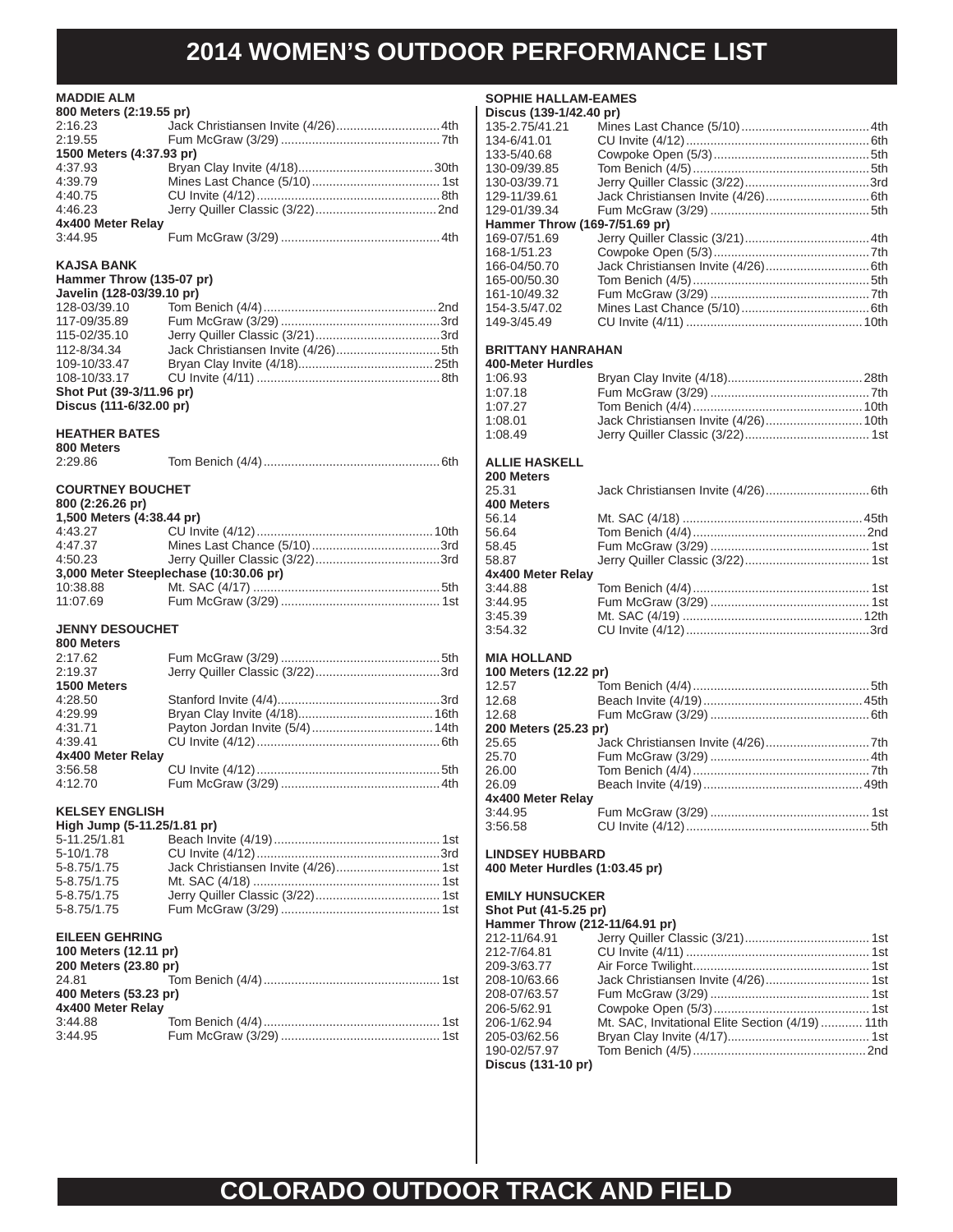# 2014 WOMEN'S OUTDOOR PERFORMANCE LIST

### MADDIE ALM

**800 Meters (2:19.55 pr)**

| | | |
|---|---|---|
| 2:16.23 | Jack Christiansen Invite (4/26) | 4th |
| 2:19.55 | Fum McGraw (3/29) | 7th |

**1500 Meters (4:37.93 pr)**

| | | |
|---|---|---|
| 4:37.93 | Bryan Clay Invite (4/18) | 30th |
| 4:39.79 | Mines Last Chance (5/10) | 1st |
| 4:40.75 | CU Invite (4/12) | 8th |
| 4:46.23 | Jerry Quiller Classic (3/22) | 2nd |

**4x400 Meter Relay**

| | | |
|---|---|---|
| 3:44.95 | Fum McGraw (3/29) | 4th |

### KAJSA BANK

**Hammer Throw (135-07 pr)**

**Javelin (128-03/39.10 pr)**

| | | |
|---|---|---|
| 128-03/39.10 | Tom Benich (4/4) | 2nd |
| 117-09/35.89 | Fum McGraw (3/29) | 3rd |
| 115-02/35.10 | Jerry Quiller Classic (3/21) | 3rd |
| 112-8/34.34 | Jack Christiansen Invite (4/26) | 5th |
| 109-10/33.47 | Bryan Clay Invite (4/18) | 25th |
| 108-10/33.17 | CU Invite (4/11) | 8th |

**Shot Put (39-3/11.96 pr)**

**Discus (111-6/32.00 pr)**

### HEATHER BATES

**800 Meters**

| | | |
|---|---|---|
| 2:29.86 | Tom Benich (4/4) | 6th |

### COURTNEY BOUCHET

**800 (2:26.26 pr)**

**1,500 Meters (4:38.44 pr)**

| | | |
|---|---|---|
| 4:43.27 | CU Invite (4/12) | 10th |
| 4:47.37 | Mines Last Chance (5/10) | 3rd |
| 4:50.23 | Jerry Quiller Classic (3/22) | 3rd |

**3,000 Meter Steeplechase (10:30.06 pr)**

| | | |
|---|---|---|
| 10:38.88 | Mt. SAC (4/17) | 5th |
| 11:07.69 | Fum McGraw (3/29) | 1st |

### JENNY DESOUCHET

**800 Meters**

| | | |
|---|---|---|
| 2:17.62 | Fum McGraw (3/29) | 5th |
| 2:19.37 | Jerry Quiller Classic (3/22) | 3rd |

**1500 Meters**

| | | |
|---|---|---|
| 4:28.50 | Stanford Invite (4/4) | 3rd |
| 4:29.99 | Bryan Clay Invite (4/18) | 16th |
| 4:31.71 | Payton Jordan Invite (5/4) | 14th |
| 4:39.41 | CU Invite (4/12) | 6th |

**4x400 Meter Relay**

| | | |
|---|---|---|
| 3:56.58 | CU Invite (4/12) | 5th |
| 4:12.70 | Fum McGraw (3/29) | 4th |

### KELSEY ENGLISH

**High Jump (5-11.25/1.81 pr)**

| | | |
|---|---|---|
| 5-11.25/1.81 | Beach Invite (4/19) | 1st |
| 5-10/1.78 | CU Invite (4/12) | 3rd |
| 5-8.75/1.75 | Jack Christiansen Invite (4/26) | 1st |
| 5-8.75/1.75 | Mt. SAC (4/18) | 1st |
| 5-8.75/1.75 | Jerry Quiller Classic (3/22) | 1st |
| 5-8.75/1.75 | Fum McGraw (3/29) | 1st |

### EILEEN GEHRING

**100 Meters (12.11 pr)**

**200 Meters (23.80 pr)**

| | | |
|---|---|---|
| 24.81 | Tom Benich (4/4) | 1st |

**400 Meters (53.23 pr)**

**4x400 Meter Relay**

| | | |
|---|---|---|
| 3:44.88 | Tom Benich (4/4) | 1st |
| 3:44.95 | Fum McGraw (3/29) | 1st |

### SOPHIE HALLAM-EAMES

**Discus (139-1/42.40 pr)**

| | | |
|---|---|---|
| 135-2.75/41.21 | Mines Last Chance (5/10) | 4th |
| 134-6/41.01 | CU Invite (4/12) | 6th |
| 133-5/40.68 | Cowpoke Open (5/3) | 5th |
| 130-09/39.85 | Tom Benich (4/5) | 5th |
| 130-03/39.71 | Jerry Quiller Classic (3/22) | 3rd |
| 129-11/39.61 | Jack Christiansen Invite (4/26) | 6th |
| 129-01/39.34 | Fum McGraw (3/29) | 5th |

**Hammer Throw (169-7/51.69 pr)**

| | | |
|---|---|---|
| 169-07/51.69 | Jerry Quiller Classic (3/21) | 4th |
| 168-1/51.23 | Cowpoke Open (5/3) | 7th |
| 166-04/50.70 | Jack Christiansen Invite (4/26) | 6th |
| 165-00/50.30 | Tom Benich (4/5) | 5th |
| 161-10/49.32 | Fum McGraw (3/29) | 7th |
| 154-3.5/47.02 | Mines Last Chance (5/10) | 6th |
| 149-3/45.49 | CU Invite (4/11) | 10th |

### BRITTANY HANRAHAN

**400-Meter Hurdles**

| | | |
|---|---|---|
| 1:06.93 | Bryan Clay Invite (4/18) | 28th |
| 1:07.18 | Fum McGraw (3/29) | 7th |
| 1:07.27 | Tom Benich (4/4) | 10th |
| 1:08.01 | Jack Christiansen Invite (4/26) | 10th |
| 1:08.49 | Jerry Quiller Classic (3/22) | 1st |

### ALLIE HASKELL

**200 Meters**

| | | |
|---|---|---|
| 25.31 | Jack Christiansen Invite (4/26) | 6th |

**400 Meters**

| | | |
|---|---|---|
| 56.14 | Mt. SAC (4/18) | 45th |
| 56.64 | Tom Benich (4/4) | 2nd |
| 58.45 | Fum McGraw (3/29) | 1st |
| 58.87 | Jerry Quiller Classic (3/22) | 1st |

**4x400 Meter Relay**

| | | |
|---|---|---|
| 3:44.88 | Tom Benich (4/4) | 1st |
| 3:44.95 | Fum McGraw (3/29) | 1st |
| 3:45.39 | Mt. SAC (4/19) | 12th |
| 3:54.32 | CU Invite (4/12) | 3rd |

### MIA HOLLAND

**100 Meters (12.22 pr)**

| | | |
|---|---|---|
| 12.57 | Tom Benich (4/4) | 5th |
| 12.68 | Beach Invite (4/19) | 45th |
| 12.68 | Fum McGraw (3/29) | 6th |

**200 Meters (25.23 pr)**

| | | |
|---|---|---|
| 25.65 | Jack Christiansen Invite (4/26) | 7th |
| 25.70 | Fum McGraw (3/29) | 4th |
| 26.00 | Tom Benich (4/4) | 7th |
| 26.09 | Beach Invite (4/19) | 49th |

**4x400 Meter Relay**

| | | |
|---|---|---|
| 3:44.95 | Fum McGraw (3/29) | 1st |
| 3:56.58 | CU Invite (4/12) | 5th |

### LINDSEY HUBBARD

**400 Meter Hurdles (1:03.45 pr)**

### EMILY HUNSUCKER

**Shot Put (41-5.25 pr)**

**Hammer Throw (212-11/64.91 pr)**

| | | |
|---|---|---|
| 212-11/64.91 | Jerry Quiller Classic (3/21) | 1st |
| 212-7/64.81 | CU Invite (4/11) | 1st |
| 209-3/63.77 | Air Force Twilight | 1st |
| 208-10/63.66 | Jack Christiansen Invite (4/26) | 1st |
| 208-07/63.57 | Fum McGraw (3/29) | 1st |
| 206-5/62.91 | Cowpoke Open (5/3) | 1st |
| 206-1/62.94 | Mt. SAC, Invitational Elite Section (4/19) | 11th |
| 205-03/62.56 | Bryan Clay Invite (4/17) | 1st |
| 190-02/57.97 | Tom Benich (4/5) | 2nd |

**Discus (131-10 pr)**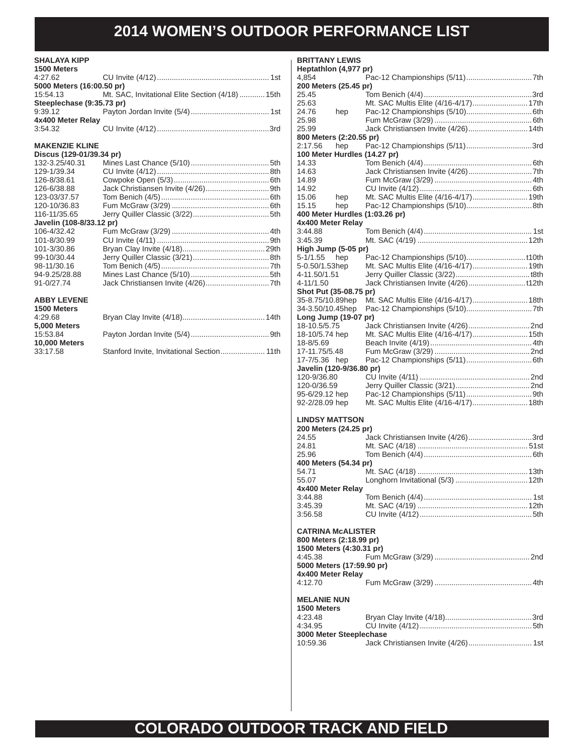// 2014 WOMEN'S OUTDOOR PERFORMANCE LIST

### SHALAYA KIPP

**1500 Meters**

| | | |
|---|---|---|
| 4:27.62 | CU Invite (4/12) | 1st |

**5000 Meters (16:00.50 pr)**

| | | |
|---|---|---|
| 15:54.13 | Mt. SAC, Invitational Elite Section (4/18) | 15th |

**Steeplechase (9:35.73 pr)**

| | | |
|---|---|---|
| 9:39.12 | Payton Jordan Invite (5/4) | 1st |

**4x400 Meter Relay**

| | | |
|---|---|---|
| 3:54.32 | CU Invite (4/12) | 3rd |

### MAKENZIE KLINE

**Discus (129-01/39.34 pr)**

| | | |
|---|---|---|
| 132-3.25/40.31 | Mines Last Chance (5/10) | 5th |
| 129-1/39.34 | CU Invite (4/12) | 8th |
| 126-8/38.61 | Cowpoke Open (5/3) | 6th |
| 126-6/38.88 | Jack Christiansen Invite (4/26) | 9th |
| 123-03/37.57 | Tom Benich (4/5) | 6th |
| 120-10/36.83 | Fum McGraw (3/29) | 6th |
| 116-11/35.65 | Jerry Quiller Classic (3/22) | 5th |

**Javelin (108-8/33.12 pr)**

| | | |
|---|---|---|
| 106-4/32.42 | Fum McGraw (3/29) | 4th |
| 101-8/30.99 | CU Invite (4/11) | 9th |
| 101-3/30.86 | Bryan Clay Invite (4/18) | 29th |
| 99-10/30.44 | Jerry Quiller Classic (3/21) | 8th |
| 98-11/30.16 | Tom Benich (4/5) | 7th |
| 94-9.25/28.88 | Mines Last Chance (5/10) | 5th |
| 91-0/27.74 | Jack Christiansen Invite (4/26) | 7th |

### ABBY LEVENE

**1500 Meters**

| | | |
|---|---|---|
| 4:29.68 | Bryan Clay Invite (4/18) | 14th |

**5,000 Meters**

| | | |
|---|---|---|
| 15:53.84 | Payton Jordan Invite (5/4) | 9th |

**10,000 Meters**

| | | |
|---|---|---|
| 33:17.58 | Stanford Invite, Invitational Section | 11th |

### BRITTANY LEWIS

**Heptathlon (4,977 pr)**

| | | |
|---|---|---|
| 4,854 | Pac-12 Championships (5/11) | 7th |

**200 Meters (25.45 pr)**

| | | |
|---|---|---|
| 25.45 | Tom Benich (4/4) | 3rd |
| 25.63 | Mt. SAC Multis Elite (4/16-4/17) | 17th |
| 24.76 hep | Pac-12 Championships (5/10) | 6th |
| 25.98 | Fum McGraw (3/29) | 6th |
| 25.99 | Jack Christiansen Invite (4/26) | 14th |

**800 Meters (2:20.55 pr)**

| | | |
|---|---|---|
| 2:17.56 hep | Pac-12 Championships (5/11) | 3rd |

**100 Meter Hurdles (14.27 pr)**

| | | |
|---|---|---|
| 14.33 | Tom Benich (4/4) | 6th |
| 14.63 | Jack Christiansen Invite (4/26) | 7th |
| 14.89 | Fum McGraw (3/29) | 4th |
| 14.92 | CU Invite (4/12) | 6th |
| 15.06 hep | Mt. SAC Multis Elite (4/16-4/17) | 19th |
| 15.15 hep | Pac-12 Championships (5/10) | 8th |

**400 Meter Hurdles (1:03.26 pr)**

**4x400 Meter Relay**

| | | |
|---|---|---|
| 3:44.88 | Tom Benich (4/4) | 1st |
| 3:45.39 | Mt. SAC (4/19) | 12th |

**High Jump (5-05 pr)**

| | | |
|---|---|---|
| 5-1/1.55 hep | Pac-12 Championships (5/10) | t10th |
| 5-0.50/1.53hep | Mt. SAC Multis Elite (4/16-4/17) | 19th |
| 4-11.50/1.51 | Jerry Quiller Classic (3/22) | t8th |
| 4-11/1.50 | Jack Christiansen Invite (4/26) | t12th |

**Shot Put (35-08.75 pr)**

| | | |
|---|---|---|
| 35-8.75/10.89hep | Mt. SAC Multis Elite (4/16-4/17) | 18th |
| 34-3.50/10.45hep | Pac-12 Championships (5/10) | 7th |

**Long Jump (19-07 pr)**

| | | |
|---|---|---|
| 18-10.5/5.75 | Jack Christiansen Invite (4/26) | 2nd |
| 18-10/5.74 hep | Mt. SAC Multis Elite (4/16-4/17) | 15th |
| 18-8/5.69 | Beach Invite (4/19) | 4th |
| 17-11.75/5.48 | Fum McGraw (3/29) | 2nd |
| 17-7/5.36 hep | Pac-12 Championships (5/11) | 6th |

**Javelin (120-9/36.80 pr)**

| | | |
|---|---|---|
| 120-9/36.80 | CU Invite (4/11) | 2nd |
| 120-0/36.59 | Jerry Quiller Classic (3/21) | 2nd |
| 95-6/29.12 hep | Pac-12 Championships (5/11) | 9th |
| 92-2/28.09 hep | Mt. SAC Multis Elite (4/16-4/17) | 18th |

### LINDSY MATTSON

**200 Meters (24.25 pr)**

| | | |
|---|---|---|
| 24.55 | Jack Christiansen Invite (4/26) | 3rd |
| 24.81 | Mt. SAC (4/18) | 51st |
| 25.96 | Tom Benich (4/4) | 6th |

**400 Meters (54.34 pr)**

| | | |
|---|---|---|
| 54.71 | Mt. SAC (4/18) | 13th |
| 55.07 | Longhorn Invitational (5/3) | 12th |

**4x400 Meter Relay**

| | | |
|---|---|---|
| 3:44.88 | Tom Benich (4/4) | 1st |
| 3:45.39 | Mt. SAC (4/19) | 12th |
| 3:56.58 | CU Invite (4/12) | 5th |

### CATRINA McALISTER

**800 Meters (2:18.99 pr)**

**1500 Meters (4:30.31 pr)**

| | | |
|---|---|---|
| 4:45.38 | Fum McGraw (3/29) | 2nd |

**5000 Meters (17:59.90 pr)**

**4x400 Meter Relay**

| | | |
|---|---|---|
| 4:12.70 | Fum McGraw (3/29) | 4th |

### MELANIE NUN

**1500 Meters**

| | | |
|---|---|---|
| 4:23.48 | Bryan Clay Invite (4/18) | 3rd |
| 4:34.95 | CU Invite (4/12) | 5th |

**3000 Meter Steeplechase**

| | | |
|---|---|---|
| 10:59.36 | Jack Christiansen Invite (4/26) | 1st |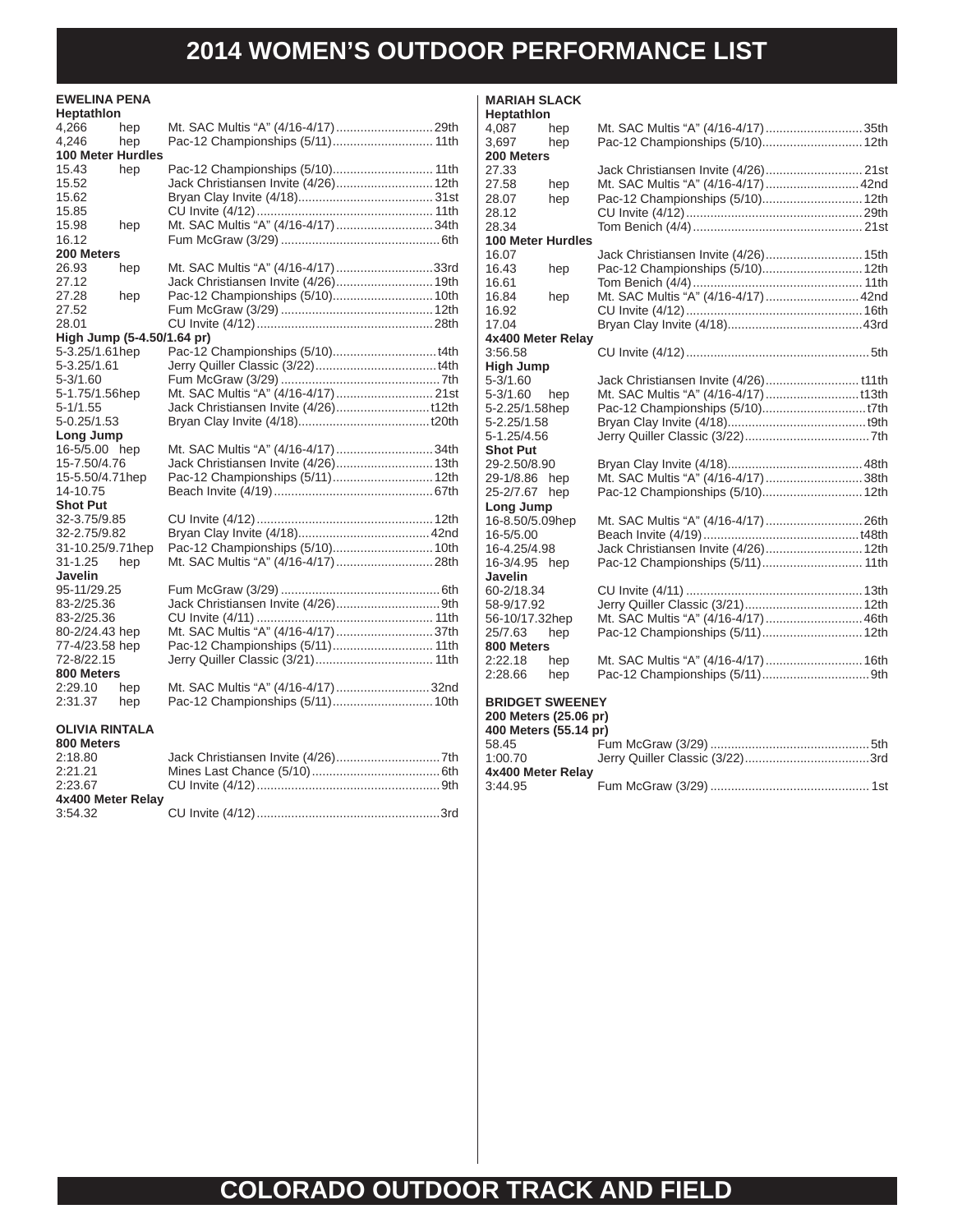# 2014 WOMEN'S OUTDOOR PERFORMANCE LIST

### EWELINA PENA

**Heptathlon**

| | | | |
|---|---|---|---|
| 4,266 | hep | Mt. SAC Multis "A" (4/16-4/17) | 29th |
| 4,246 | hep | Pac-12 Championships (5/11) | 11th |

**100 Meter Hurdles**

| | | | |
|---|---|---|---|
| 15.43 | hep | Pac-12 Championships (5/10) | 11th |
| 15.52 | | Jack Christiansen Invite (4/26) | 12th |
| 15.62 | | Bryan Clay Invite (4/18) | 31st |
| 15.85 | | CU Invite (4/12) | 11th |
| 15.98 | hep | Mt. SAC Multis "A" (4/16-4/17) | 34th |
| 16.12 | | Fum McGraw (3/29) | 6th |

**200 Meters**

| | | | |
|---|---|---|---|
| 26.93 | hep | Mt. SAC Multis "A" (4/16-4/17) | 33rd |
| 27.12 | | Jack Christiansen Invite (4/26) | 19th |
| 27.28 | hep | Pac-12 Championships (5/10) | 10th |
| 27.52 | | Fum McGraw (3/29) | 12th |
| 28.01 | | CU Invite (4/12) | 28th |

**High Jump (5-4.50/1.64 pr)**

| | | | |
|---|---|---|---|
| 5-3.25/1.61 | hep | Pac-12 Championships (5/10) | t4th |
| 5-3.25/1.61 | | Jerry Quiller Classic (3/22) | t4th |
| 5-3/1.60 | | Fum McGraw (3/29) | 7th |
| 5-1.75/1.56 | hep | Mt. SAC Multis "A" (4/16-4/17) | 21st |
| 5-1/1.55 | | Jack Christiansen Invite (4/26) | t12th |
| 5-0.25/1.53 | | Bryan Clay Invite (4/18) | t20th |

**Long Jump**

| | | | |
|---|---|---|---|
| 16-5/5.00 | hep | Mt. SAC Multis "A" (4/16-4/17) | 34th |
| 15-7.50/4.76 | | Jack Christiansen Invite (4/26) | 13th |
| 15-5.50/4.71 | hep | Pac-12 Championships (5/11) | 12th |
| 14-10.75 | | Beach Invite (4/19) | 67th |

**Shot Put**

| | | | |
|---|---|---|---|
| 32-3.75/9.85 | | CU Invite (4/12) | 12th |
| 32-2.75/9.82 | | Bryan Clay Invite (4/18) | 42nd |
| 31-10.25/9.71 | hep | Pac-12 Championships (5/10) | 10th |
| 31-1.25 | hep | Mt. SAC Multis "A" (4/16-4/17) | 28th |

**Javelin**

| | | | |
|---|---|---|---|
| 95-11/29.25 | | Fum McGraw (3/29) | 6th |
| 83-2/25.36 | | Jack Christiansen Invite (4/26) | 9th |
| 83-2/25.36 | | CU Invite (4/11) | 11th |
| 80-2/24.43 | hep | Mt. SAC Multis "A" (4/16-4/17) | 37th |
| 77-4/23.58 | hep | Pac-12 Championships (5/11) | 11th |
| 72-8/22.15 | | Jerry Quiller Classic (3/21) | 11th |

**800 Meters**

| | | | |
|---|---|---|---|
| 2:29.10 | hep | Mt. SAC Multis "A" (4/16-4/17) | 32nd |
| 2:31.37 | hep | Pac-12 Championships (5/11) | 10th |

### OLIVIA RINTALA

**800 Meters**

| | | |
|---|---|---|
| 2:18.80 | Jack Christiansen Invite (4/26) | 7th |
| 2:21.21 | Mines Last Chance (5/10) | 6th |
| 2:23.67 | CU Invite (4/12) | 9th |

**4x400 Meter Relay**

| | | |
|---|---|---|
| 3:54.32 | CU Invite (4/12) | 3rd |

### MARIAH SLACK

**Heptathlon**

| | | | |
|---|---|---|---|
| 4,087 | hep | Mt. SAC Multis "A" (4/16-4/17) | 35th |
| 3,697 | hep | Pac-12 Championships (5/10) | 12th |

**200 Meters**

| | | | |
|---|---|---|---|
| 27.33 | | Jack Christiansen Invite (4/26) | 21st |
| 27.58 | hep | Mt. SAC Multis "A" (4/16-4/17) | 42nd |
| 28.07 | hep | Pac-12 Championships (5/10) | 12th |
| 28.12 | | CU Invite (4/12) | 29th |
| 28.34 | | Tom Benich (4/4) | 21st |

**100 Meter Hurdles**

| | | | |
|---|---|---|---|
| 16.07 | | Jack Christiansen Invite (4/26) | 15th |
| 16.43 | hep | Pac-12 Championships (5/10) | 12th |
| 16.61 | | Tom Benich (4/4) | 11th |
| 16.84 | hep | Mt. SAC Multis "A" (4/16-4/17) | 42nd |
| 16.92 | | CU Invite (4/12) | 16th |
| 17.04 | | Bryan Clay Invite (4/18) | 43rd |

**4x400 Meter Relay**

| | | | |
|---|---|---|---|
| 3:56.58 | | CU Invite (4/12) | 5th |

**High Jump**

| | | | |
|---|---|---|---|
| 5-3/1.60 | | Jack Christiansen Invite (4/26) | t11th |
| 5-3/1.60 | hep | Mt. SAC Multis "A" (4/16-4/17) | t13th |
| 5-2.25/1.58 | hep | Pac-12 Championships (5/10) | t7th |
| 5-2.25/1.58 | | Bryan Clay Invite (4/18) | t9th |
| 5-1.25/4.56 | | Jerry Quiller Classic (3/22) | 7th |

**Shot Put**

| | | | |
|---|---|---|---|
| 29-2.50/8.90 | | Bryan Clay Invite (4/18) | 48th |
| 29-1/8.86 | hep | Mt. SAC Multis "A" (4/16-4/17) | 38th |
| 25-2/7.67 | hep | Pac-12 Championships (5/10) | 12th |

**Long Jump**

| | | | |
|---|---|---|---|
| 16-8.50/5.09 | hep | Mt. SAC Multis "A" (4/16-4/17) | 26th |
| 16-5/5.00 | | Beach Invite (4/19) | t48th |
| 16-4.25/4.98 | | Jack Christiansen Invite (4/26) | 12th |
| 16-3/4.95 | hep | Pac-12 Championships (5/11) | 11th |

**Javelin**

| | | | |
|---|---|---|---|
| 60-2/18.34 | | CU Invite (4/11) | 13th |
| 58-9/17.92 | | Jerry Quiller Classic (3/21) | 12th |
| 56-10/17.32 | hep | Mt. SAC Multis "A" (4/16-4/17) | 46th |
| 25/7.63 | hep | Pac-12 Championships (5/11) | 12th |

**800 Meters**

| | | | |
|---|---|---|---|
| 2:22.18 | hep | Mt. SAC Multis "A" (4/16-4/17) | 16th |
| 2:28.66 | hep | Pac-12 Championships (5/11) | 9th |

### BRIDGET SWEENEY

**200 Meters (25.06 pr)**

**400 Meters (55.14 pr)**

| | | |
|---|---|---|
| 58.45 | Fum McGraw (3/29) | 5th |
| 1:00.70 | Jerry Quiller Classic (3/22) | 3rd |

**4x400 Meter Relay**

| | | |
|---|---|---|
| 3:44.95 | Fum McGraw (3/29) | 1st |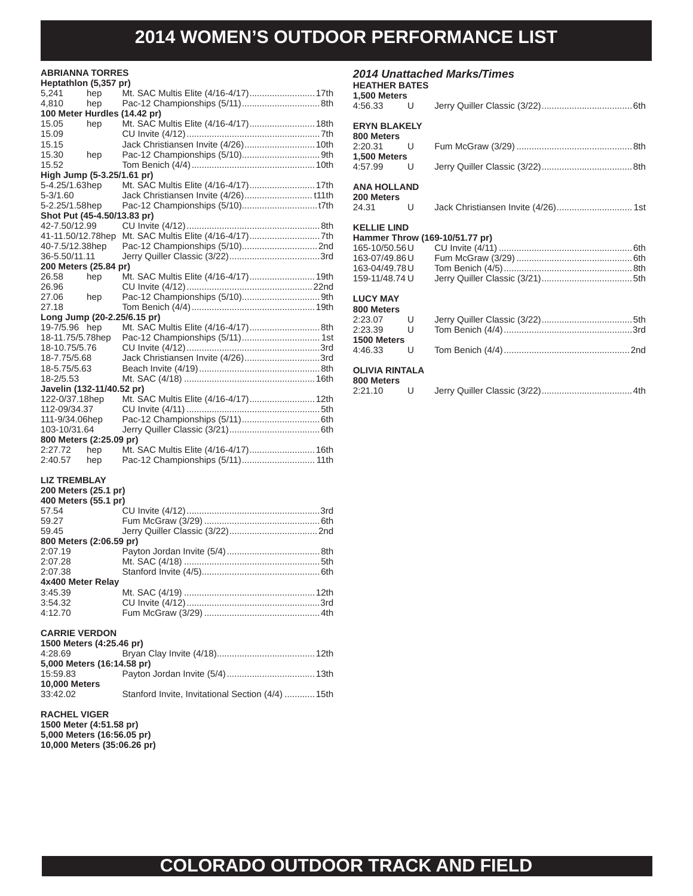# 2014 WOMEN'S OUTDOOR PERFORMANCE LIST

**ABRIANNA TORRES**

**Heptathlon (5,357 pr)**

| | | | |
|---|---|---|---|
| 5,241 | hep | Mt. SAC Multis Elite (4/16-4/17) | 17th |
| 4,810 | hep | Pac-12 Championships (5/11) | 8th |

**100 Meter Hurdles (14.42 pr)**

| | | | |
|---|---|---|---|
| 15.05 | hep | Mt. SAC Multis Elite (4/16-4/17) | 18th |
| 15.09 | | CU Invite (4/12) | 7th |
| 15.15 | | Jack Christiansen Invite (4/26) | 10th |
| 15.30 | hep | Pac-12 Championships (5/10) | 9th |
| 15.52 | | Tom Benich (4/4) | 10th |

**High Jump (5-3.25/1.61 pr)**

| | | |
|---|---|---|
| 5-4.25/1.63hep | Mt. SAC Multis Elite (4/16-4/17) | 17th |
| 5-3/1.60 | Jack Christiansen Invite (4/26) | t11th |
| 5-2.25/1.58hep | Pac-12 Championships (5/10) | t7th |

**Shot Put (45-4.50/13.83 pr)**

| | | |
|---|---|---|
| 42-7.50/12.99 | CU Invite (4/12) | 8th |
| 41-11.50/12.78hep | Mt. SAC Multis Elite (4/16-4/17) | 7th |
| 40-7.5/12.38hep | Pac-12 Championships (5/10) | 2nd |
| 36-5.50/11.11 | Jerry Quiller Classic (3/22) | 3rd |

**200 Meters (25.84 pr)**

| | | | |
|---|---|---|---|
| 26.58 | hep | Mt. SAC Multis Elite (4/16-4/17) | 19th |
| 26.96 | | CU Invite (4/12) | 22nd |
| 27.06 | hep | Pac-12 Championships (5/10) | 9th |
| 27.18 | | Tom Benich (4/4) | 19th |

**Long Jump (20-2.25/6.15 pr)**

| | | |
|---|---|---|
| 19-7/5.96 hep | Mt. SAC Multis Elite (4/16-4/17) | 8th |
| 18-11.75/5.78hep | Pac-12 Championships (5/11) | 1st |
| 18-10.75/5.76 | CU Invite (4/12) | 3rd |
| 18-7.75/5.68 | Jack Christiansen Invite (4/26) | 3rd |
| 18-5.75/5.63 | Beach Invite (4/19) | 8th |
| 18-2/5.53 | Mt. SAC (4/18) | 16th |

**Javelin (132-11/40.52 pr)**

| | | |
|---|---|---|
| 122-0/37.18hep | Mt. SAC Multis Elite (4/16-4/17) | 12th |
| 112-09/34.37 | CU Invite (4/11) | 5th |
| 111-9/34.06hep | Pac-12 Championships (5/11) | 6th |
| 103-10/31.64 | Jerry Quiller Classic (3/21) | 6th |

**800 Meters (2:25.09 pr)**

| | | | |
|---|---|---|---|
| 2:27.72 | hep | Mt. SAC Multis Elite (4/16-4/17) | 16th |
| 2:40.57 | hep | Pac-12 Championships (5/11) | 11th |

**LIZ TREMBLAY**

**200 Meters (25.1 pr)**

**400 Meters (55.1 pr)**

| | | |
|---|---|---|
| 57.54 | CU Invite (4/12) | 3rd |
| 59.27 | Fum McGraw (3/29) | 6th |
| 59.45 | Jerry Quiller Classic (3/22) | 2nd |

**800 Meters (2:06.59 pr)**

| | | |
|---|---|---|
| 2:07.19 | Payton Jordan Invite (5/4) | 8th |
| 2:07.28 | Mt. SAC (4/18) | 5th |
| 2:07.38 | Stanford Invite (4/5) | 6th |

**4x400 Meter Relay**

| | | |
|---|---|---|
| 3:45.39 | Mt. SAC (4/19) | 12th |
| 3:54.32 | CU Invite (4/12) | 3rd |
| 4:12.70 | Fum McGraw (3/29) | 4th |

**CARRIE VERDON**

**1500 Meters (4:25.46 pr)**

| | | |
|---|---|---|
| 4:28.69 | Bryan Clay Invite (4/18) | 12th |

**5,000 Meters (16:14.58 pr)**

| | | |
|---|---|---|
| 15:59.83 | Payton Jordan Invite (5/4) | 13th |

**10,000 Meters**

| | | |
|---|---|---|
| 33:42.02 | Stanford Invite, Invitational Section (4/4) | 15th |

**RACHEL VIGER**

**1500 Meter (4:51.58 pr)**

**5,000 Meters (16:56.05 pr)**

**10,000 Meters (35:06.26 pr)**

## *2014 Unattached Marks/Times*

**HEATHER BATES**

**1,500 Meters**

| | | | |
|---|---|---|---|
| 4:56.33 | U | Jerry Quiller Classic (3/22) | 6th |

**ERYN BLAKELY**

**800 Meters**

| | | | |
|---|---|---|---|
| 2:20.31 | U | Fum McGraw (3/29) | 8th |

**1,500 Meters**

| | | | |
|---|---|---|---|
| 4:57.99 | U | Jerry Quiller Classic (3/22) | 8th |

**ANA HOLLAND**

**200 Meters**

| | | | |
|---|---|---|---|
| 24.31 | U | Jack Christiansen Invite (4/26) | 1st |

**KELLIE LIND**

**Hammer Throw (169-10/51.77 pr)**

| | | | |
|---|---|---|---|
| 165-10/50.56 | U | CU Invite (4/11) | 6th |
| 163-07/49.86 | U | Fum McGraw (3/29) | 6th |
| 163-04/49.78 | U | Tom Benich (4/5) | 8th |
| 159-11/48.74 | U | Jerry Quiller Classic (3/21) | 5th |

**LUCY MAY**

**800 Meters**

| | | | |
|---|---|---|---|
| 2:23.07 | U | Jerry Quiller Classic (3/22) | 5th |
| 2:23.39 | U | Tom Benich (4/4) | 3rd |

**1500 Meters**

| | | | |
|---|---|---|---|
| 4:46.33 | U | Tom Benich (4/4) | 2nd |

**OLIVIA RINTALA**

**800 Meters**

| | | | |
|---|---|---|---|
| 2:21.10 | U | Jerry Quiller Classic (3/22) | 4th |